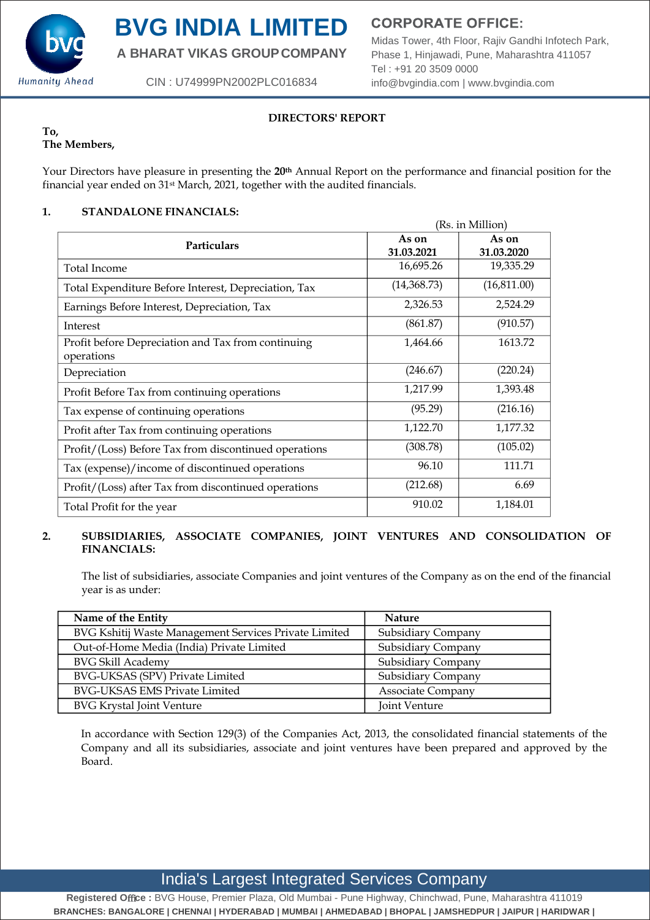# DIRECTORS' REPORT

**To,**
**The Members,**

Your Directors have pleasure in presenting the **20th** Annual Report on the performance and financial position for the financial year ended on 31st March, 2021, together with the audited financials.

## 1. STANDALONE FINANCIALS:

(Rs. in Million)

| Particulars | As on 31.03.2021 | As on 31.03.2020 |
|---|---|---|
| Total Income | 16,695.26 | 19,335.29 |
| Total Expenditure Before Interest, Depreciation, Tax | (14,368.73) | (16,811.00) |
| Earnings Before Interest, Depreciation, Tax | 2,326.53 | 2,524.29 |
| Interest | (861.87) | (910.57) |
| Profit before Depreciation and Tax from continuing operations | 1,464.66 | 1613.72 |
| Depreciation | (246.67) | (220.24) |
| Profit Before Tax from continuing operations | 1,217.99 | 1,393.48 |
| Tax expense of continuing operations | (95.29) | (216.16) |
| Profit after Tax from continuing operations | 1,122.70 | 1,177.32 |
| Profit/(Loss) Before Tax from discontinued operations | (308.78) | (105.02) |
| Tax (expense)/income of discontinued operations | 96.10 | 111.71 |
| Profit/(Loss) after Tax from discontinued operations | (212.68) | 6.69 |
| Total Profit for the year | 910.02 | 1,184.01 |

## 2. SUBSIDIARIES, ASSOCIATE COMPANIES, JOINT VENTURES AND CONSOLIDATION OF FINANCIALS:

The list of subsidiaries, associate Companies and joint ventures of the Company as on the end of the financial year is as under:

| Name of the Entity | Nature |
|---|---|
| BVG Kshitij Waste Management Services Private Limited | Subsidiary Company |
| Out-of-Home Media (India) Private Limited | Subsidiary Company |
| BVG Skill Academy | Subsidiary Company |
| BVG-UKSAS (SPV) Private Limited | Subsidiary Company |
| BVG-UKSAS EMS Private Limited | Associate Company |
| BVG Krystal Joint Venture | Joint Venture |

In accordance with Section 129(3) of the Companies Act, 2013, the consolidated financial statements of the Company and all its subsidiaries, associate and joint ventures have been prepared and approved by the Board.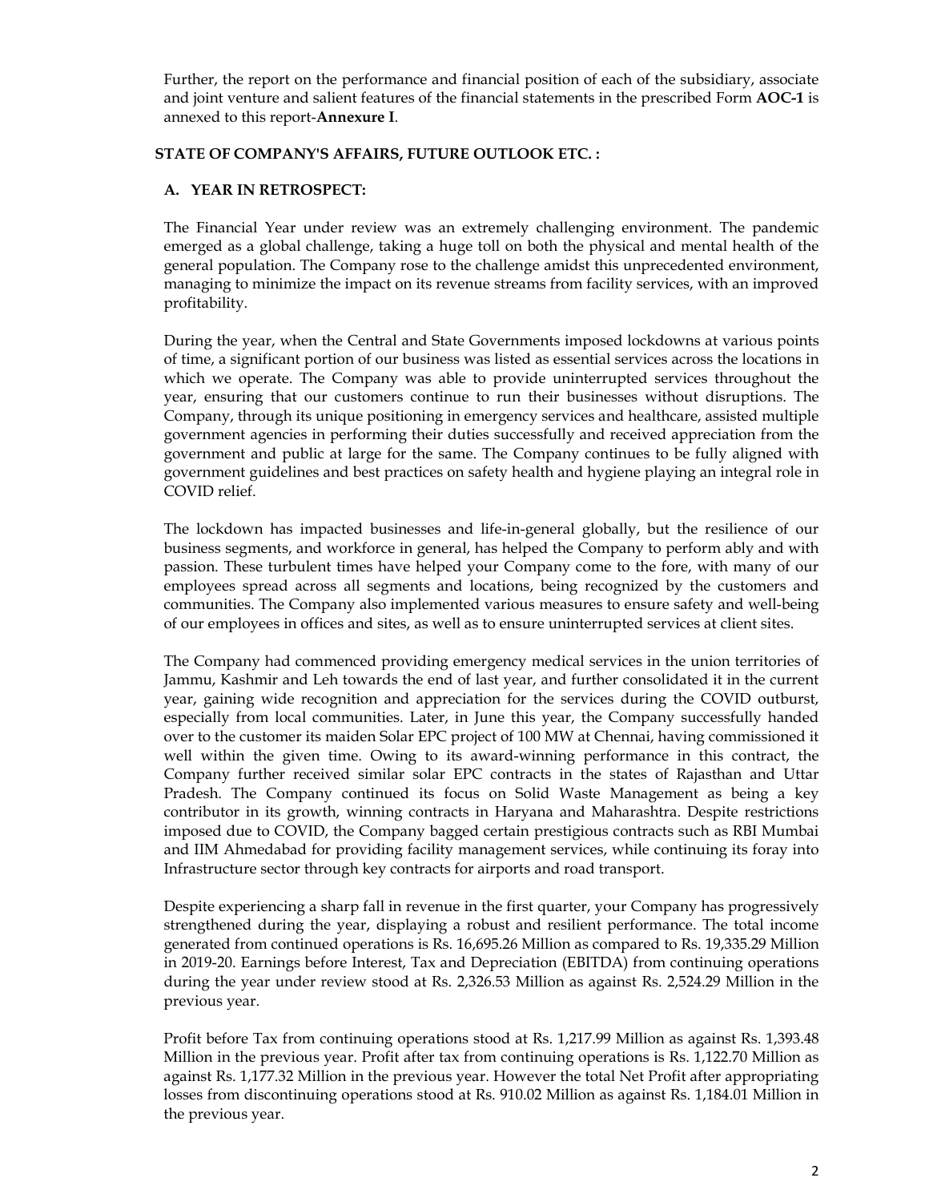Further, the report on the performance and financial position of each of the subsidiary, associate and joint venture and salient features of the financial statements in the prescribed Form **AOC-1** is annexed to this report-**Annexure I**.

## STATE OF COMPANY'S AFFAIRS, FUTURE OUTLOOK ETC. :

### A. YEAR IN RETROSPECT:

The Financial Year under review was an extremely challenging environment. The pandemic emerged as a global challenge, taking a huge toll on both the physical and mental health of the general population. The Company rose to the challenge amidst this unprecedented environment, managing to minimize the impact on its revenue streams from facility services, with an improved profitability.

During the year, when the Central and State Governments imposed lockdowns at various points of time, a significant portion of our business was listed as essential services across the locations in which we operate. The Company was able to provide uninterrupted services throughout the year, ensuring that our customers continue to run their businesses without disruptions. The Company, through its unique positioning in emergency services and healthcare, assisted multiple government agencies in performing their duties successfully and received appreciation from the government and public at large for the same. The Company continues to be fully aligned with government guidelines and best practices on safety health and hygiene playing an integral role in COVID relief.

The lockdown has impacted businesses and life-in-general globally, but the resilience of our business segments, and workforce in general, has helped the Company to perform ably and with passion. These turbulent times have helped your Company come to the fore, with many of our employees spread across all segments and locations, being recognized by the customers and communities. The Company also implemented various measures to ensure safety and well-being of our employees in offices and sites, as well as to ensure uninterrupted services at client sites.

The Company had commenced providing emergency medical services in the union territories of Jammu, Kashmir and Leh towards the end of last year, and further consolidated it in the current year, gaining wide recognition and appreciation for the services during the COVID outburst, especially from local communities. Later, in June this year, the Company successfully handed over to the customer its maiden Solar EPC project of 100 MW at Chennai, having commissioned it well within the given time. Owing to its award-winning performance in this contract, the Company further received similar solar EPC contracts in the states of Rajasthan and Uttar Pradesh. The Company continued its focus on Solid Waste Management as being a key contributor in its growth, winning contracts in Haryana and Maharashtra. Despite restrictions imposed due to COVID, the Company bagged certain prestigious contracts such as RBI Mumbai and IIM Ahmedabad for providing facility management services, while continuing its foray into Infrastructure sector through key contracts for airports and road transport.

Despite experiencing a sharp fall in revenue in the first quarter, your Company has progressively strengthened during the year, displaying a robust and resilient performance. The total income generated from continued operations is Rs. 16,695.26 Million as compared to Rs. 19,335.29 Million in 2019-20. Earnings before Interest, Tax and Depreciation (EBITDA) from continuing operations during the year under review stood at Rs. 2,326.53 Million as against Rs. 2,524.29 Million in the previous year.

Profit before Tax from continuing operations stood at Rs. 1,217.99 Million as against Rs. 1,393.48 Million in the previous year. Profit after tax from continuing operations is Rs. 1,122.70 Million as against Rs. 1,177.32 Million in the previous year. However the total Net Profit after appropriating losses from discontinuing operations stood at Rs. 910.02 Million as against Rs. 1,184.01 Million in the previous year.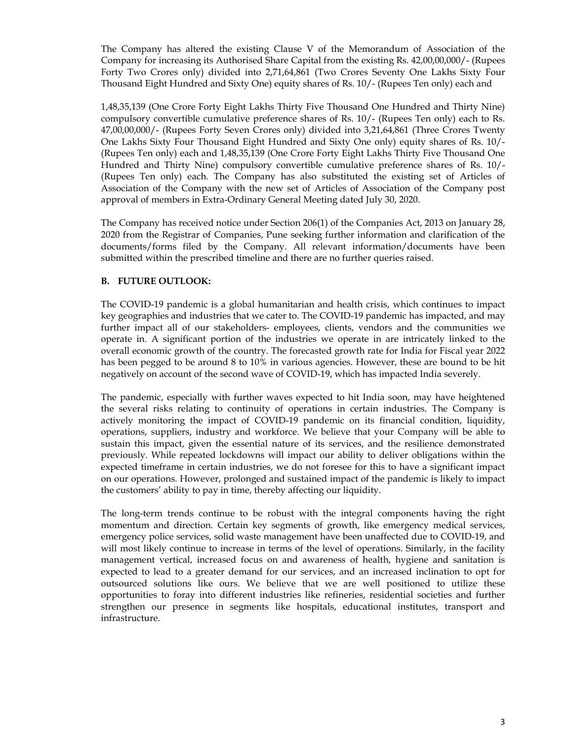The Company has altered the existing Clause V of the Memorandum of Association of the Company for increasing its Authorised Share Capital from the existing Rs. 42,00,00,000/- (Rupees Forty Two Crores only) divided into 2,71,64,861 (Two Crores Seventy One Lakhs Sixty Four Thousand Eight Hundred and Sixty One) equity shares of Rs. 10/- (Rupees Ten only) each and

1,48,35,139 (One Crore Forty Eight Lakhs Thirty Five Thousand One Hundred and Thirty Nine) compulsory convertible cumulative preference shares of Rs. 10/- (Rupees Ten only) each to Rs. 47,00,00,000/- (Rupees Forty Seven Crores only) divided into 3,21,64,861 (Three Crores Twenty One Lakhs Sixty Four Thousand Eight Hundred and Sixty One only) equity shares of Rs. 10/- (Rupees Ten only) each and 1,48,35,139 (One Crore Forty Eight Lakhs Thirty Five Thousand One Hundred and Thirty Nine) compulsory convertible cumulative preference shares of Rs. 10/- (Rupees Ten only) each. The Company has also substituted the existing set of Articles of Association of the Company with the new set of Articles of Association of the Company post approval of members in Extra-Ordinary General Meeting dated July 30, 2020.

The Company has received notice under Section 206(1) of the Companies Act, 2013 on January 28, 2020 from the Registrar of Companies, Pune seeking further information and clarification of the documents/forms filed by the Company. All relevant information/documents have been submitted within the prescribed timeline and there are no further queries raised.

**B. FUTURE OUTLOOK:**

The COVID-19 pandemic is a global humanitarian and health crisis, which continues to impact key geographies and industries that we cater to. The COVID-19 pandemic has impacted, and may further impact all of our stakeholders- employees, clients, vendors and the communities we operate in. A significant portion of the industries we operate in are intricately linked to the overall economic growth of the country. The forecasted growth rate for India for Fiscal year 2022 has been pegged to be around 8 to 10% in various agencies. However, these are bound to be hit negatively on account of the second wave of COVID-19, which has impacted India severely.

The pandemic, especially with further waves expected to hit India soon, may have heightened the several risks relating to continuity of operations in certain industries. The Company is actively monitoring the impact of COVID-19 pandemic on its financial condition, liquidity, operations, suppliers, industry and workforce. We believe that your Company will be able to sustain this impact, given the essential nature of its services, and the resilience demonstrated previously. While repeated lockdowns will impact our ability to deliver obligations within the expected timeframe in certain industries, we do not foresee for this to have a significant impact on our operations. However, prolonged and sustained impact of the pandemic is likely to impact the customers' ability to pay in time, thereby affecting our liquidity.

The long-term trends continue to be robust with the integral components having the right momentum and direction. Certain key segments of growth, like emergency medical services, emergency police services, solid waste management have been unaffected due to COVID-19, and will most likely continue to increase in terms of the level of operations. Similarly, in the facility management vertical, increased focus on and awareness of health, hygiene and sanitation is expected to lead to a greater demand for our services, and an increased inclination to opt for outsourced solutions like ours. We believe that we are well positioned to utilize these opportunities to foray into different industries like refineries, residential societies and further strengthen our presence in segments like hospitals, educational institutes, transport and infrastructure.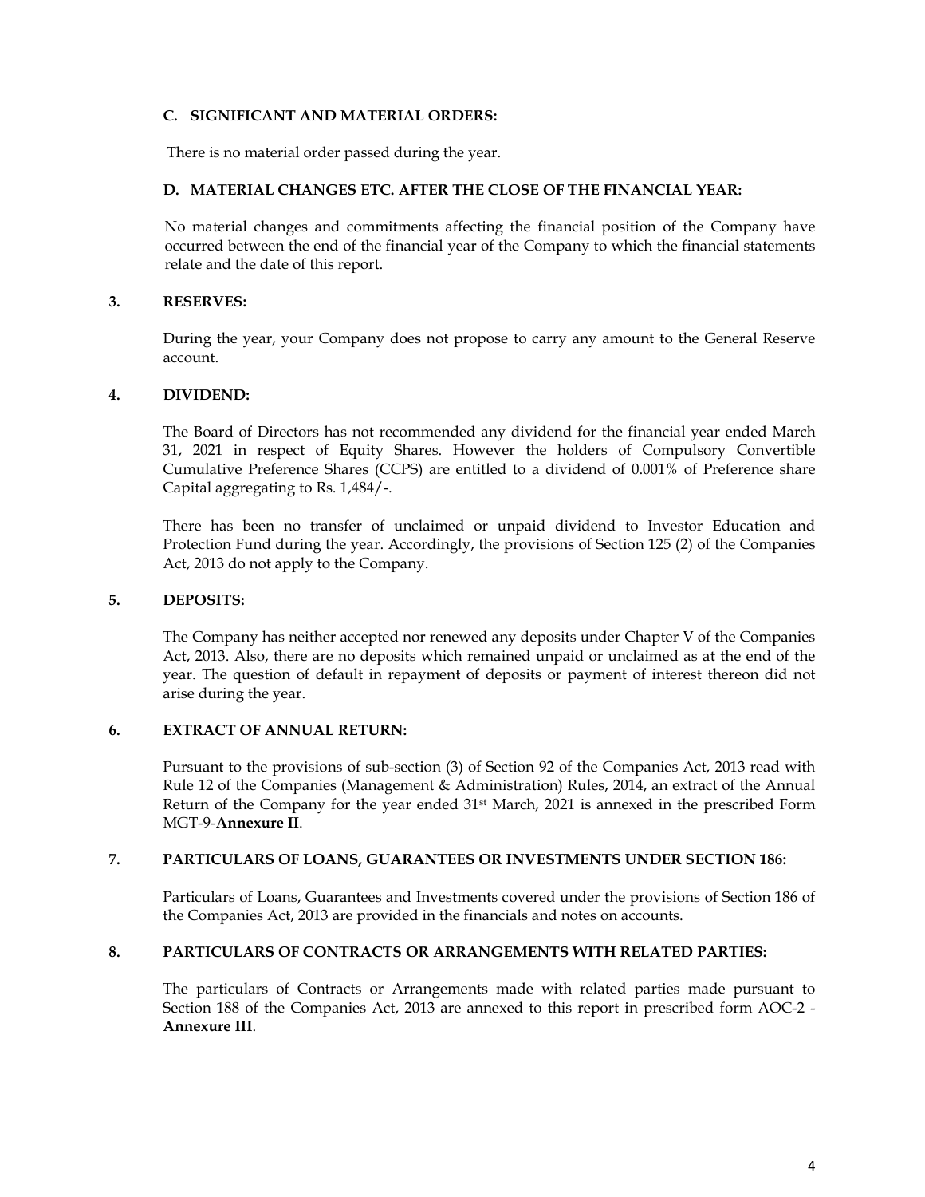### C. SIGNIFICANT AND MATERIAL ORDERS:

There is no material order passed during the year.

### D. MATERIAL CHANGES ETC. AFTER THE CLOSE OF THE FINANCIAL YEAR:

No material changes and commitments affecting the financial position of the Company have occurred between the end of the financial year of the Company to which the financial statements relate and the date of this report.

## 3. RESERVES:

During the year, your Company does not propose to carry any amount to the General Reserve account.

## 4. DIVIDEND:

The Board of Directors has not recommended any dividend for the financial year ended March 31, 2021 in respect of Equity Shares. However the holders of Compulsory Convertible Cumulative Preference Shares (CCPS) are entitled to a dividend of 0.001% of Preference share Capital aggregating to Rs. 1,484/-.

There has been no transfer of unclaimed or unpaid dividend to Investor Education and Protection Fund during the year. Accordingly, the provisions of Section 125 (2) of the Companies Act, 2013 do not apply to the Company.

## 5. DEPOSITS:

The Company has neither accepted nor renewed any deposits under Chapter V of the Companies Act, 2013. Also, there are no deposits which remained unpaid or unclaimed as at the end of the year. The question of default in repayment of deposits or payment of interest thereon did not arise during the year.

## 6. EXTRACT OF ANNUAL RETURN:

Pursuant to the provisions of sub-section (3) of Section 92 of the Companies Act, 2013 read with Rule 12 of the Companies (Management & Administration) Rules, 2014, an extract of the Annual Return of the Company for the year ended 31st March, 2021 is annexed in the prescribed Form MGT-9-**Annexure II**.

## 7. PARTICULARS OF LOANS, GUARANTEES OR INVESTMENTS UNDER SECTION 186:

Particulars of Loans, Guarantees and Investments covered under the provisions of Section 186 of the Companies Act, 2013 are provided in the financials and notes on accounts.

## 8. PARTICULARS OF CONTRACTS OR ARRANGEMENTS WITH RELATED PARTIES:

The particulars of Contracts or Arrangements made with related parties made pursuant to Section 188 of the Companies Act, 2013 are annexed to this report in prescribed form AOC-2 - **Annexure III**.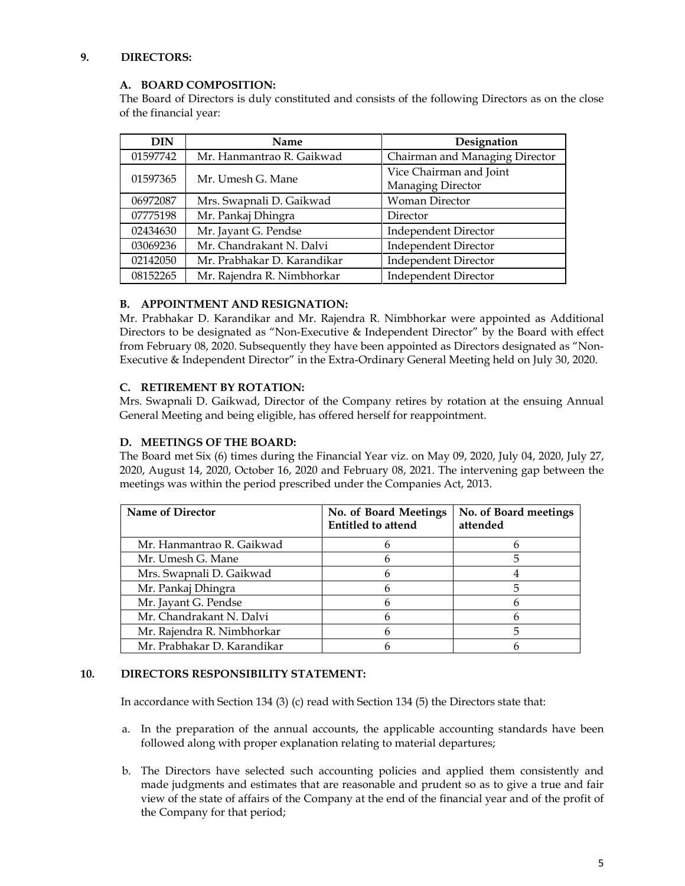## 9. DIRECTORS:

### A. BOARD COMPOSITION:

The Board of Directors is duly constituted and consists of the following Directors as on the close of the financial year:

| DIN | Name | Designation |
|---|---|---|
| 01597742 | Mr. Hanmantrao R. Gaikwad | Chairman and Managing Director |
| 01597365 | Mr. Umesh G. Mane | Vice Chairman and Joint Managing Director |
| 06972087 | Mrs. Swapnali D. Gaikwad | Woman Director |
| 07775198 | Mr. Pankaj Dhingra | Director |
| 02434630 | Mr. Jayant G. Pendse | Independent Director |
| 03069236 | Mr. Chandrakant N. Dalvi | Independent Director |
| 02142050 | Mr. Prabhakar D. Karandikar | Independent Director |
| 08152265 | Mr. Rajendra R. Nimbhorkar | Independent Director |

### B. APPOINTMENT AND RESIGNATION:

Mr. Prabhakar D. Karandikar and Mr. Rajendra R. Nimbhorkar were appointed as Additional Directors to be designated as "Non-Executive & Independent Director" by the Board with effect from February 08, 2020. Subsequently they have been appointed as Directors designated as "Non-Executive & Independent Director" in the Extra-Ordinary General Meeting held on July 30, 2020.

### C. RETIREMENT BY ROTATION:

Mrs. Swapnali D. Gaikwad, Director of the Company retires by rotation at the ensuing Annual General Meeting and being eligible, has offered herself for reappointment.

### D. MEETINGS OF THE BOARD:

The Board met Six (6) times during the Financial Year viz. on May 09, 2020, July 04, 2020, July 27, 2020, August 14, 2020, October 16, 2020 and February 08, 2021. The intervening gap between the meetings was within the period prescribed under the Companies Act, 2013.

| Name of Director | No. of Board Meetings Entitled to attend | No. of Board meetings attended |
|---|---|---|
| Mr. Hanmantrao R. Gaikwad | 6 | 6 |
| Mr. Umesh G. Mane | 6 | 5 |
| Mrs. Swapnali D. Gaikwad | 6 | 4 |
| Mr. Pankaj Dhingra | 6 | 5 |
| Mr. Jayant G. Pendse | 6 | 6 |
| Mr. Chandrakant N. Dalvi | 6 | 6 |
| Mr. Rajendra R. Nimbhorkar | 6 | 5 |
| Mr. Prabhakar D. Karandikar | 6 | 6 |

## 10. DIRECTORS RESPONSIBILITY STATEMENT:

In accordance with Section 134 (3) (c) read with Section 134 (5) the Directors state that:

a. In the preparation of the annual accounts, the applicable accounting standards have been followed along with proper explanation relating to material departures;

b. The Directors have selected such accounting policies and applied them consistently and made judgments and estimates that are reasonable and prudent so as to give a true and fair view of the state of affairs of the Company at the end of the financial year and of the profit of the Company for that period;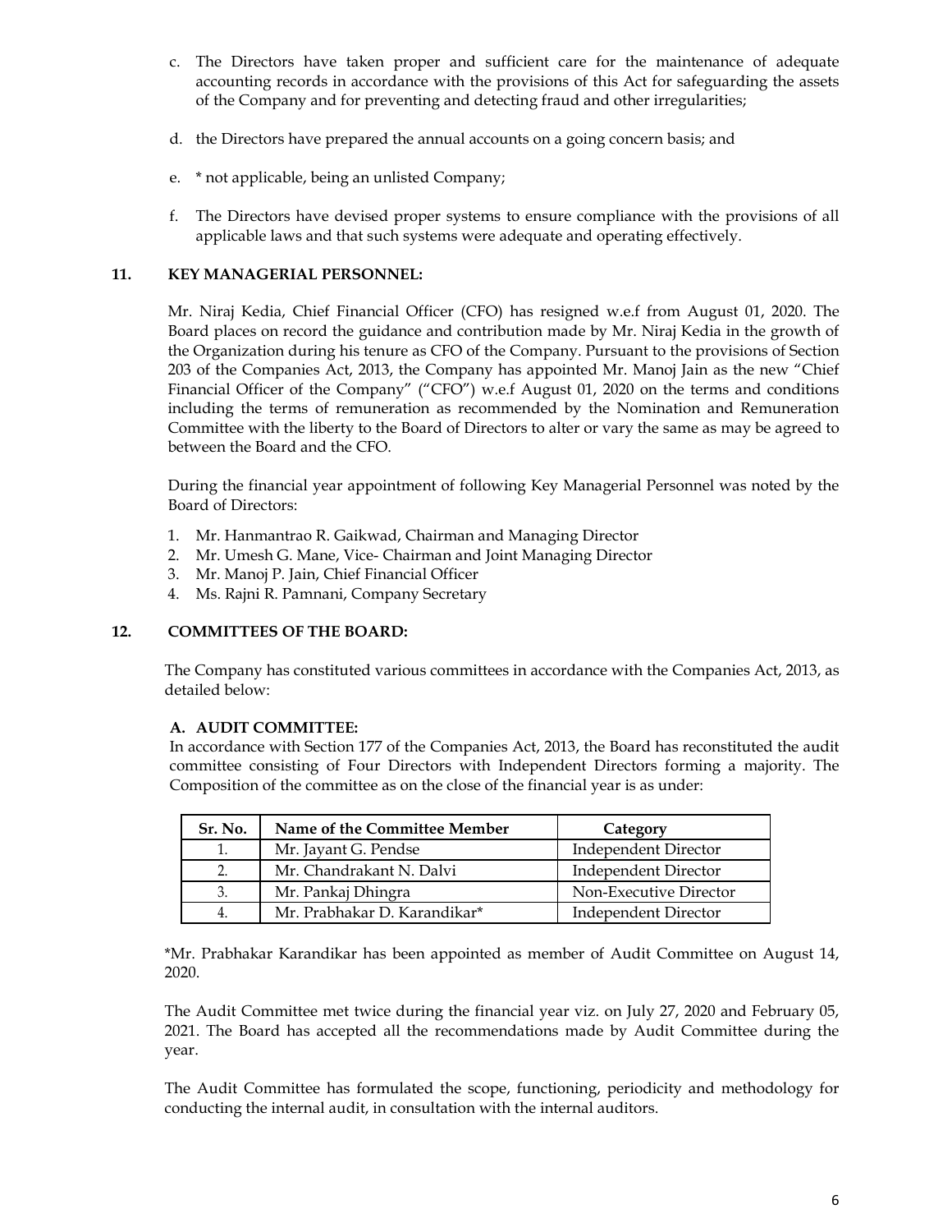c. The Directors have taken proper and sufficient care for the maintenance of adequate accounting records in accordance with the provisions of this Act for safeguarding the assets of the Company and for preventing and detecting fraud and other irregularities;

d. the Directors have prepared the annual accounts on a going concern basis; and

e. * not applicable, being an unlisted Company;

f. The Directors have devised proper systems to ensure compliance with the provisions of all applicable laws and that such systems were adequate and operating effectively.

## 11. KEY MANAGERIAL PERSONNEL:

Mr. Niraj Kedia, Chief Financial Officer (CFO) has resigned w.e.f from August 01, 2020. The Board places on record the guidance and contribution made by Mr. Niraj Kedia in the growth of the Organization during his tenure as CFO of the Company. Pursuant to the provisions of Section 203 of the Companies Act, 2013, the Company has appointed Mr. Manoj Jain as the new "Chief Financial Officer of the Company" ("CFO") w.e.f August 01, 2020 on the terms and conditions including the terms of remuneration as recommended by the Nomination and Remuneration Committee with the liberty to the Board of Directors to alter or vary the same as may be agreed to between the Board and the CFO.

During the financial year appointment of following Key Managerial Personnel was noted by the Board of Directors:

1. Mr. Hanmantrao R. Gaikwad, Chairman and Managing Director
2. Mr. Umesh G. Mane, Vice- Chairman and Joint Managing Director
3. Mr. Manoj P. Jain, Chief Financial Officer
4. Ms. Rajni R. Pamnani, Company Secretary

## 12. COMMITTEES OF THE BOARD:

The Company has constituted various committees in accordance with the Companies Act, 2013, as detailed below:

### A. AUDIT COMMITTEE:

In accordance with Section 177 of the Companies Act, 2013, the Board has reconstituted the audit committee consisting of Four Directors with Independent Directors forming a majority. The Composition of the committee as on the close of the financial year is as under:

| Sr. No. | Name of the Committee Member | Category |
|---|---|---|
| 1. | Mr. Jayant G. Pendse | Independent Director |
| 2. | Mr. Chandrakant N. Dalvi | Independent Director |
| 3. | Mr. Pankaj Dhingra | Non-Executive Director |
| 4. | Mr. Prabhakar D. Karandikar* | Independent Director |

*Mr. Prabhakar Karandikar has been appointed as member of Audit Committee on August 14, 2020.

The Audit Committee met twice during the financial year viz. on July 27, 2020 and February 05, 2021. The Board has accepted all the recommendations made by Audit Committee during the year.

The Audit Committee has formulated the scope, functioning, periodicity and methodology for conducting the internal audit, in consultation with the internal auditors.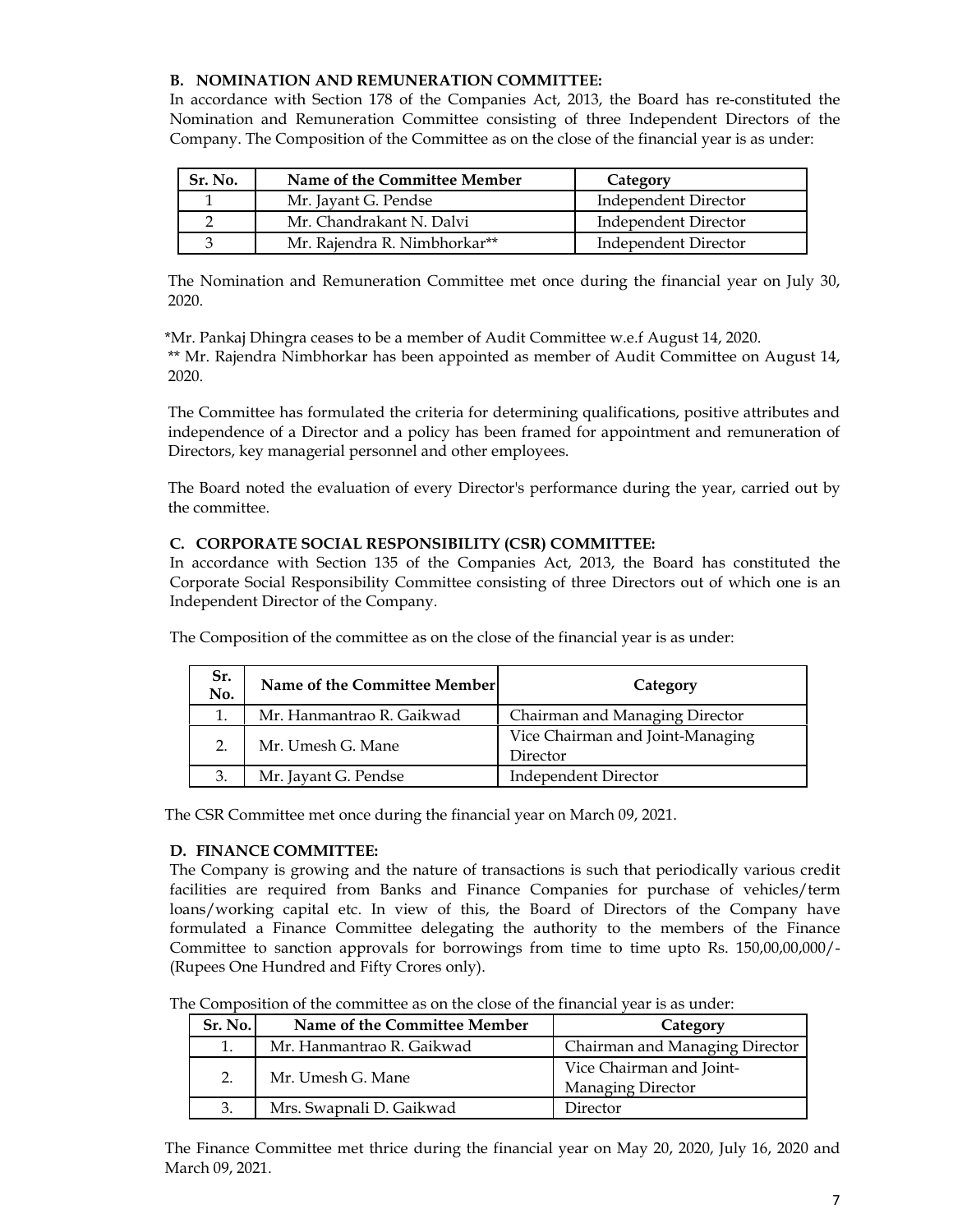### B. NOMINATION AND REMUNERATION COMMITTEE:

In accordance with Section 178 of the Companies Act, 2013, the Board has re-constituted the Nomination and Remuneration Committee consisting of three Independent Directors of the Company. The Composition of the Committee as on the close of the financial year is as under:

| Sr. No. | Name of the Committee Member | Category |
|---|---|---|
| 1 | Mr. Jayant G. Pendse | Independent Director |
| 2 | Mr. Chandrakant N. Dalvi | Independent Director |
| 3 | Mr. Rajendra R. Nimbhorkar** | Independent Director |

The Nomination and Remuneration Committee met once during the financial year on July 30, 2020.

*Mr. Pankaj Dhingra ceases to be a member of Audit Committee w.e.f August 14, 2020.
** Mr. Rajendra Nimbhorkar has been appointed as member of Audit Committee on August 14, 2020.

The Committee has formulated the criteria for determining qualifications, positive attributes and independence of a Director and a policy has been framed for appointment and remuneration of Directors, key managerial personnel and other employees.

The Board noted the evaluation of every Director's performance during the year, carried out by the committee.

### C. CORPORATE SOCIAL RESPONSIBILITY (CSR) COMMITTEE:

In accordance with Section 135 of the Companies Act, 2013, the Board has constituted the Corporate Social Responsibility Committee consisting of three Directors out of which one is an Independent Director of the Company.

The Composition of the committee as on the close of the financial year is as under:

| Sr. No. | Name of the Committee Member | Category |
|---|---|---|
| 1. | Mr. Hanmantrao R. Gaikwad | Chairman and Managing Director |
| 2. | Mr. Umesh G. Mane | Vice Chairman and Joint-Managing Director |
| 3. | Mr. Jayant G. Pendse | Independent Director |

The CSR Committee met once during the financial year on March 09, 2021.

### D. FINANCE COMMITTEE:

The Company is growing and the nature of transactions is such that periodically various credit facilities are required from Banks and Finance Companies for purchase of vehicles/term loans/working capital etc. In view of this, the Board of Directors of the Company have formulated a Finance Committee delegating the authority to the members of the Finance Committee to sanction approvals for borrowings from time to time upto Rs. 150,00,00,000/- (Rupees One Hundred and Fifty Crores only).

The Composition of the committee as on the close of the financial year is as under:

| Sr. No. | Name of the Committee Member | Category |
|---|---|---|
| 1. | Mr. Hanmantrao R. Gaikwad | Chairman and Managing Director |
| 2. | Mr. Umesh G. Mane | Vice Chairman and Joint-Managing Director |
| 3. | Mrs. Swapnali D. Gaikwad | Director |

The Finance Committee met thrice during the financial year on May 20, 2020, July 16, 2020 and March 09, 2021.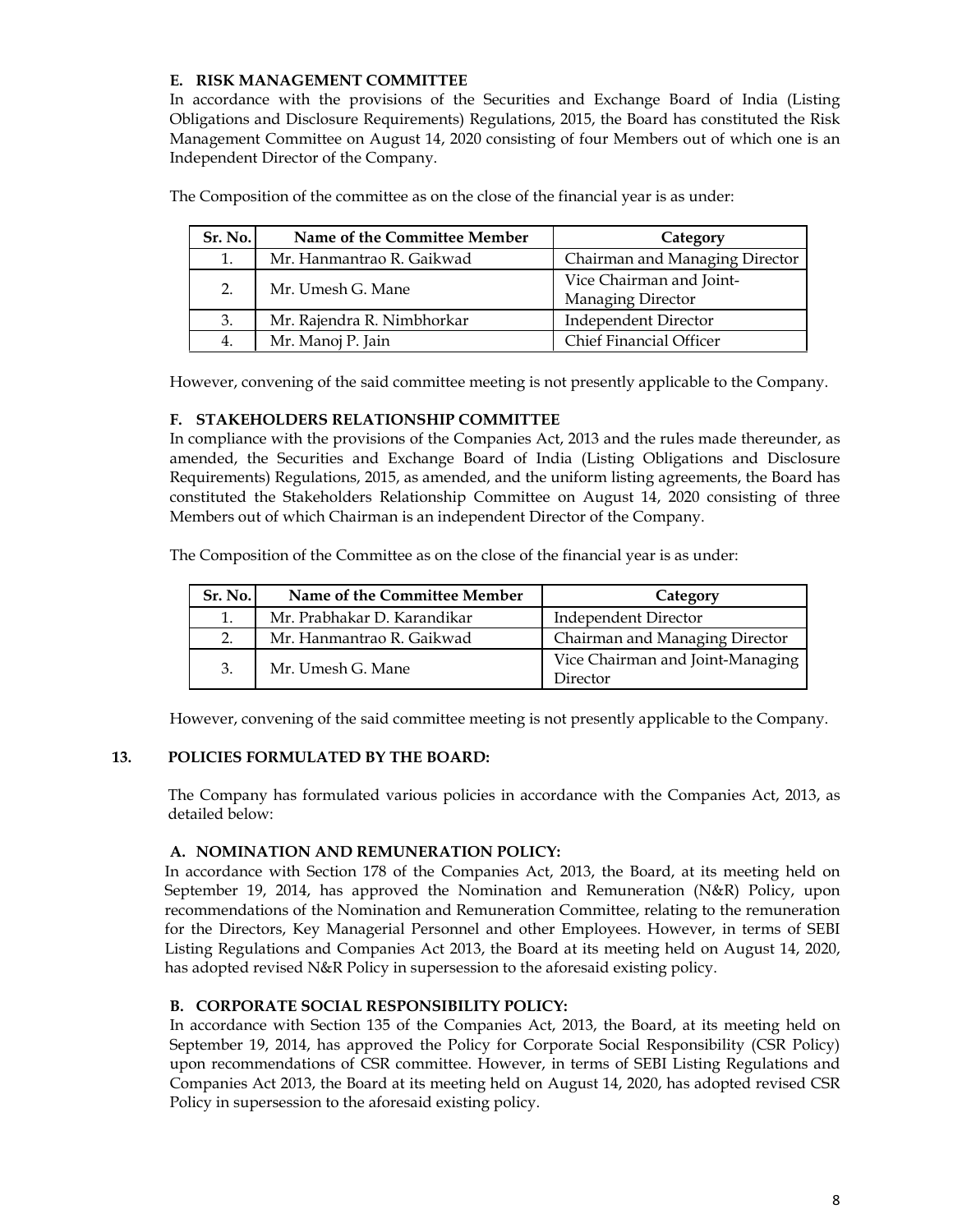#### E. RISK MANAGEMENT COMMITTEE

In accordance with the provisions of the Securities and Exchange Board of India (Listing Obligations and Disclosure Requirements) Regulations, 2015, the Board has constituted the Risk Management Committee on August 14, 2020 consisting of four Members out of which one is an Independent Director of the Company.

The Composition of the committee as on the close of the financial year is as under:

| Sr. No. | Name of the Committee Member | Category |
|---|---|---|
| 1. | Mr. Hanmantrao R. Gaikwad | Chairman and Managing Director |
| 2. | Mr. Umesh G. Mane | Vice Chairman and Joint-Managing Director |
| 3. | Mr. Rajendra R. Nimbhorkar | Independent Director |
| 4. | Mr. Manoj P. Jain | Chief Financial Officer |

However, convening of the said committee meeting is not presently applicable to the Company.

#### F. STAKEHOLDERS RELATIONSHIP COMMITTEE

In compliance with the provisions of the Companies Act, 2013 and the rules made thereunder, as amended, the Securities and Exchange Board of India (Listing Obligations and Disclosure Requirements) Regulations, 2015, as amended, and the uniform listing agreements, the Board has constituted the Stakeholders Relationship Committee on August 14, 2020 consisting of three Members out of which Chairman is an independent Director of the Company.

The Composition of the Committee as on the close of the financial year is as under:

| Sr. No. | Name of the Committee Member | Category |
|---|---|---|
| 1. | Mr. Prabhakar D. Karandikar | Independent Director |
| 2. | Mr. Hanmantrao R. Gaikwad | Chairman and Managing Director |
| 3. | Mr. Umesh G. Mane | Vice Chairman and Joint-Managing Director |

However, convening of the said committee meeting is not presently applicable to the Company.

### 13. POLICIES FORMULATED BY THE BOARD:

The Company has formulated various policies in accordance with the Companies Act, 2013, as detailed below:

#### A. NOMINATION AND REMUNERATION POLICY:

In accordance with Section 178 of the Companies Act, 2013, the Board, at its meeting held on September 19, 2014, has approved the Nomination and Remuneration (N&R) Policy, upon recommendations of the Nomination and Remuneration Committee, relating to the remuneration for the Directors, Key Managerial Personnel and other Employees. However, in terms of SEBI Listing Regulations and Companies Act 2013, the Board at its meeting held on August 14, 2020, has adopted revised N&R Policy in supersession to the aforesaid existing policy.

#### B. CORPORATE SOCIAL RESPONSIBILITY POLICY:

In accordance with Section 135 of the Companies Act, 2013, the Board, at its meeting held on September 19, 2014, has approved the Policy for Corporate Social Responsibility (CSR Policy) upon recommendations of CSR committee. However, in terms of SEBI Listing Regulations and Companies Act 2013, the Board at its meeting held on August 14, 2020, has adopted revised CSR Policy in supersession to the aforesaid existing policy.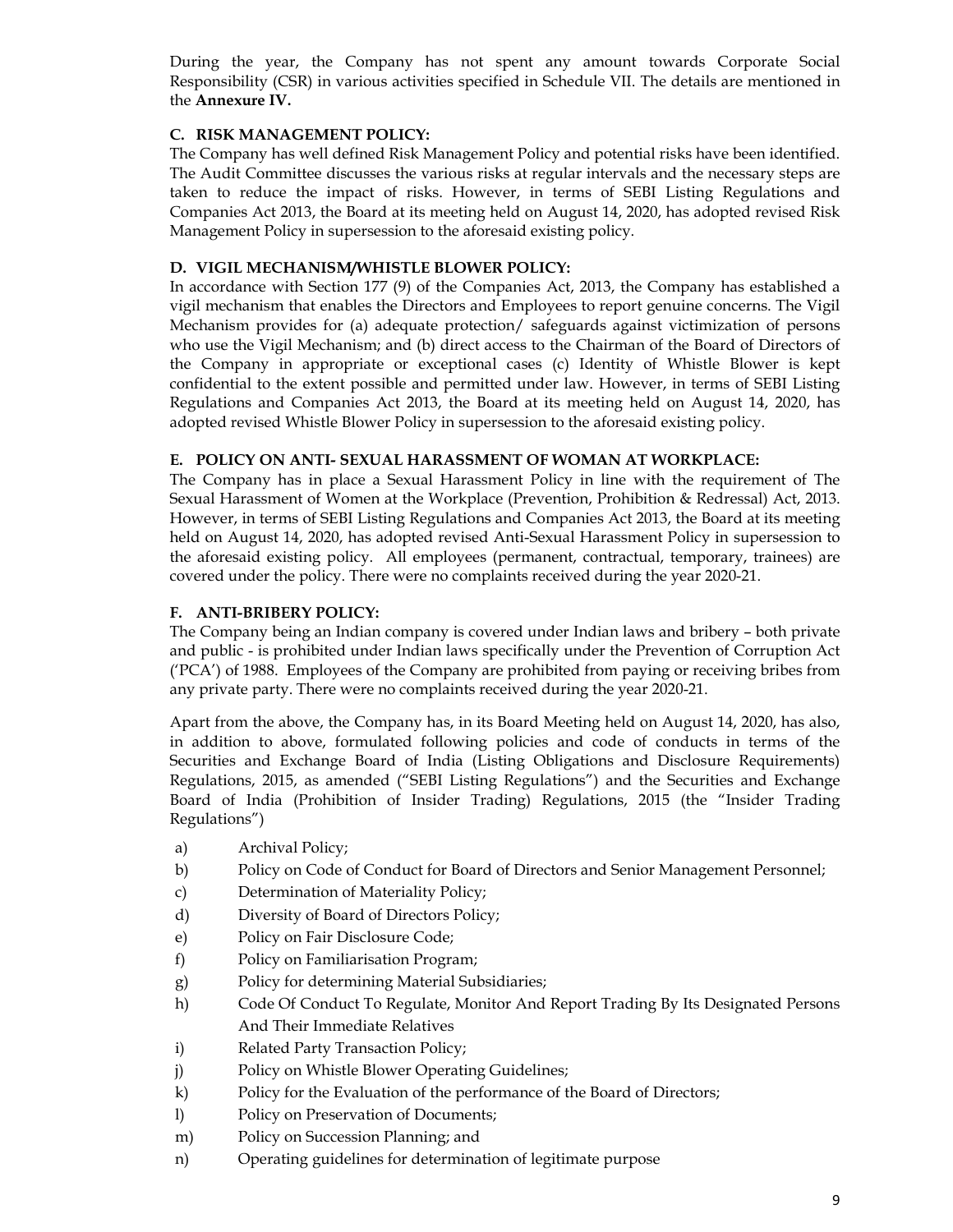During the year, the Company has not spent any amount towards Corporate Social Responsibility (CSR) in various activities specified in Schedule VII. The details are mentioned in the **Annexure IV.**

### C. RISK MANAGEMENT POLICY:

The Company has well defined Risk Management Policy and potential risks have been identified. The Audit Committee discusses the various risks at regular intervals and the necessary steps are taken to reduce the impact of risks. However, in terms of SEBI Listing Regulations and Companies Act 2013, the Board at its meeting held on August 14, 2020, has adopted revised Risk Management Policy in supersession to the aforesaid existing policy.

### D. VIGIL MECHANISM/WHISTLE BLOWER POLICY:

In accordance with Section 177 (9) of the Companies Act, 2013, the Company has established a vigil mechanism that enables the Directors and Employees to report genuine concerns. The Vigil Mechanism provides for (a) adequate protection/ safeguards against victimization of persons who use the Vigil Mechanism; and (b) direct access to the Chairman of the Board of Directors of the Company in appropriate or exceptional cases (c) Identity of Whistle Blower is kept confidential to the extent possible and permitted under law. However, in terms of SEBI Listing Regulations and Companies Act 2013, the Board at its meeting held on August 14, 2020, has adopted revised Whistle Blower Policy in supersession to the aforesaid existing policy.

### E. POLICY ON ANTI- SEXUAL HARASSMENT OF WOMAN AT WORKPLACE:

The Company has in place a Sexual Harassment Policy in line with the requirement of The Sexual Harassment of Women at the Workplace (Prevention, Prohibition & Redressal) Act, 2013. However, in terms of SEBI Listing Regulations and Companies Act 2013, the Board at its meeting held on August 14, 2020, has adopted revised Anti-Sexual Harassment Policy in supersession to the aforesaid existing policy. All employees (permanent, contractual, temporary, trainees) are covered under the policy. There were no complaints received during the year 2020-21.

### F. ANTI-BRIBERY POLICY:

The Company being an Indian company is covered under Indian laws and bribery – both private and public - is prohibited under Indian laws specifically under the Prevention of Corruption Act ('PCA') of 1988. Employees of the Company are prohibited from paying or receiving bribes from any private party. There were no complaints received during the year 2020-21.

Apart from the above, the Company has, in its Board Meeting held on August 14, 2020, has also, in addition to above, formulated following policies and code of conducts in terms of the Securities and Exchange Board of India (Listing Obligations and Disclosure Requirements) Regulations, 2015, as amended ("SEBI Listing Regulations") and the Securities and Exchange Board of India (Prohibition of Insider Trading) Regulations, 2015 (the "Insider Trading Regulations")

a) Archival Policy;
b) Policy on Code of Conduct for Board of Directors and Senior Management Personnel;
c) Determination of Materiality Policy;
d) Diversity of Board of Directors Policy;
e) Policy on Fair Disclosure Code;
f) Policy on Familiarisation Program;
g) Policy for determining Material Subsidiaries;
h) Code Of Conduct To Regulate, Monitor And Report Trading By Its Designated Persons And Their Immediate Relatives
i) Related Party Transaction Policy;
j) Policy on Whistle Blower Operating Guidelines;
k) Policy for the Evaluation of the performance of the Board of Directors;
l) Policy on Preservation of Documents;
m) Policy on Succession Planning; and
n) Operating guidelines for determination of legitimate purpose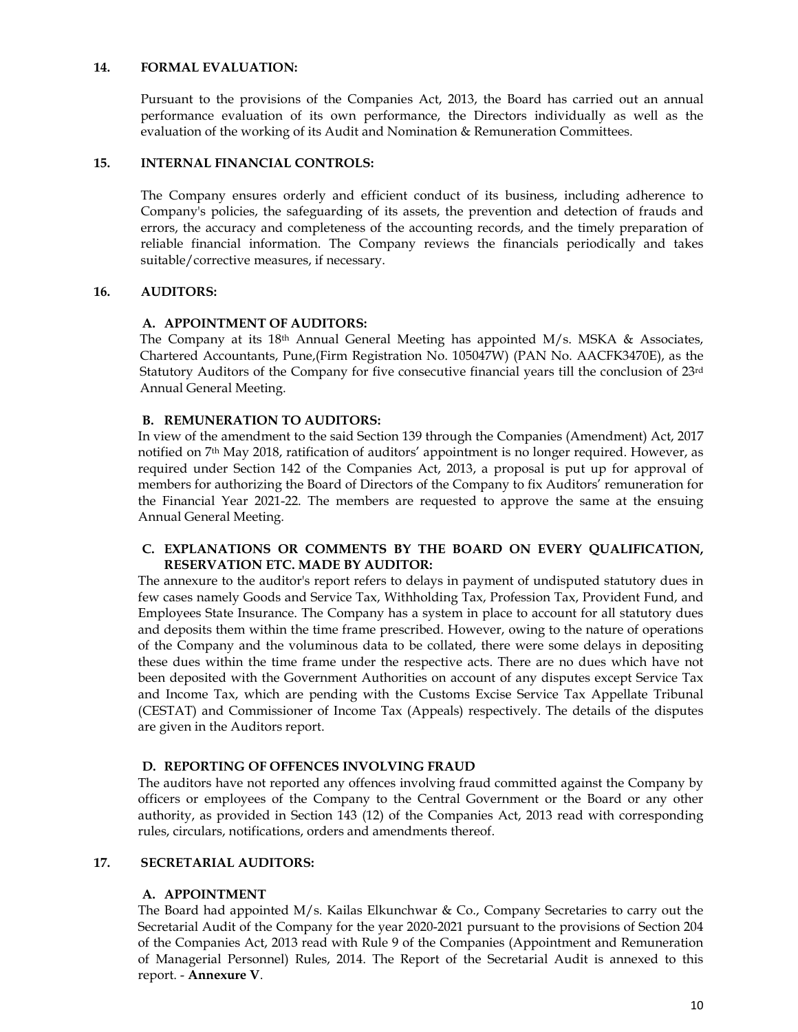## 14. FORMAL EVALUATION:

Pursuant to the provisions of the Companies Act, 2013, the Board has carried out an annual performance evaluation of its own performance, the Directors individually as well as the evaluation of the working of its Audit and Nomination & Remuneration Committees.

## 15. INTERNAL FINANCIAL CONTROLS:

The Company ensures orderly and efficient conduct of its business, including adherence to Company's policies, the safeguarding of its assets, the prevention and detection of frauds and errors, the accuracy and completeness of the accounting records, and the timely preparation of reliable financial information. The Company reviews the financials periodically and takes suitable/corrective measures, if necessary.

## 16. AUDITORS:

### A. APPOINTMENT OF AUDITORS:

The Company at its 18th Annual General Meeting has appointed M/s. MSKA & Associates, Chartered Accountants, Pune,(Firm Registration No. 105047W) (PAN No. AACFK3470E), as the Statutory Auditors of the Company for five consecutive financial years till the conclusion of 23rd Annual General Meeting.

### B. REMUNERATION TO AUDITORS:

In view of the amendment to the said Section 139 through the Companies (Amendment) Act, 2017 notified on 7th May 2018, ratification of auditors' appointment is no longer required. However, as required under Section 142 of the Companies Act, 2013, a proposal is put up for approval of members for authorizing the Board of Directors of the Company to fix Auditors' remuneration for the Financial Year 2021-22. The members are requested to approve the same at the ensuing Annual General Meeting.

### C. EXPLANATIONS OR COMMENTS BY THE BOARD ON EVERY QUALIFICATION, RESERVATION ETC. MADE BY AUDITOR:

The annexure to the auditor's report refers to delays in payment of undisputed statutory dues in few cases namely Goods and Service Tax, Withholding Tax, Profession Tax, Provident Fund, and Employees State Insurance. The Company has a system in place to account for all statutory dues and deposits them within the time frame prescribed. However, owing to the nature of operations of the Company and the voluminous data to be collated, there were some delays in depositing these dues within the time frame under the respective acts. There are no dues which have not been deposited with the Government Authorities on account of any disputes except Service Tax and Income Tax, which are pending with the Customs Excise Service Tax Appellate Tribunal (CESTAT) and Commissioner of Income Tax (Appeals) respectively. The details of the disputes are given in the Auditors report.

### D. REPORTING OF OFFENCES INVOLVING FRAUD

The auditors have not reported any offences involving fraud committed against the Company by officers or employees of the Company to the Central Government or the Board or any other authority, as provided in Section 143 (12) of the Companies Act, 2013 read with corresponding rules, circulars, notifications, orders and amendments thereof.

## 17. SECRETARIAL AUDITORS:

### A. APPOINTMENT

The Board had appointed M/s. Kailas Elkunchwar & Co., Company Secretaries to carry out the Secretarial Audit of the Company for the year 2020-2021 pursuant to the provisions of Section 204 of the Companies Act, 2013 read with Rule 9 of the Companies (Appointment and Remuneration of Managerial Personnel) Rules, 2014. The Report of the Secretarial Audit is annexed to this report. - **Annexure V**.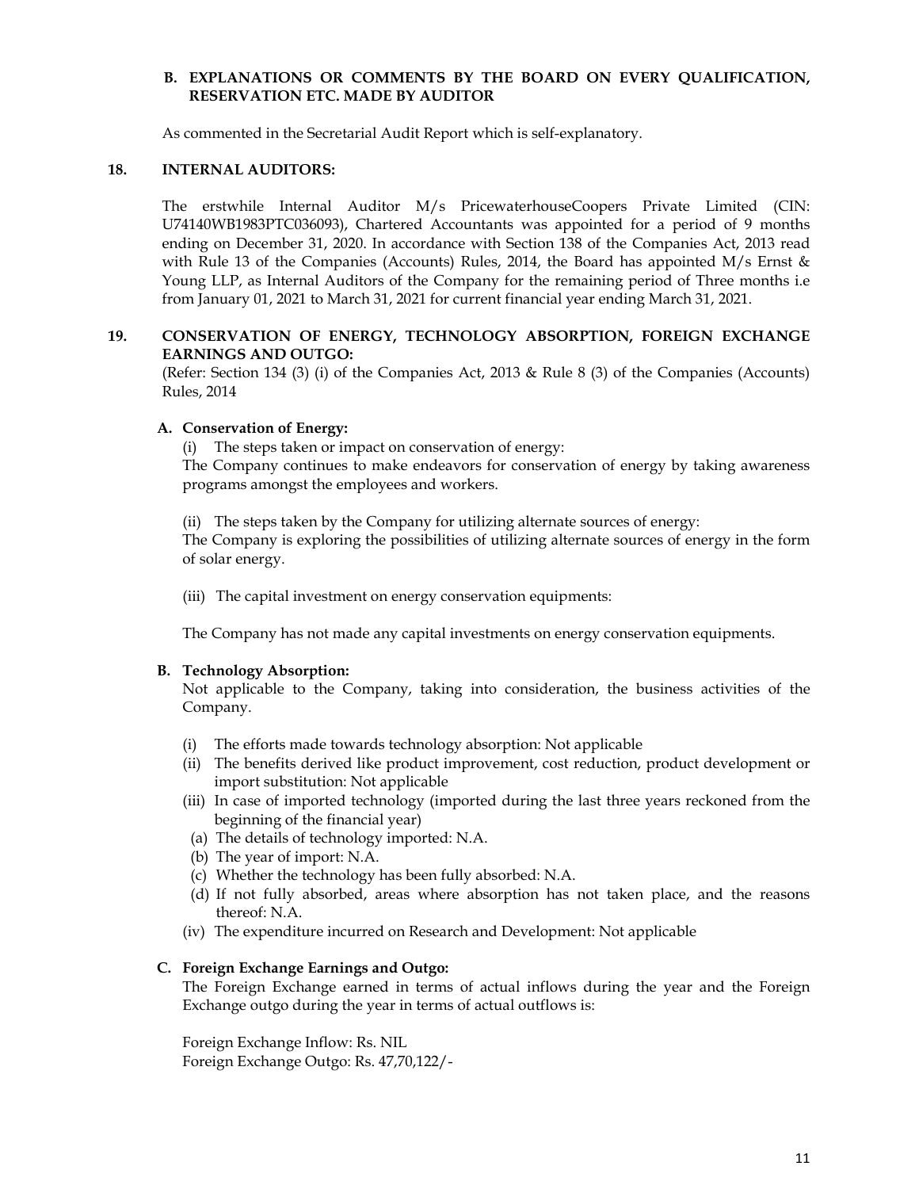### B. EXPLANATIONS OR COMMENTS BY THE BOARD ON EVERY QUALIFICATION, RESERVATION ETC. MADE BY AUDITOR

As commented in the Secretarial Audit Report which is self-explanatory.

## 18. INTERNAL AUDITORS:

The erstwhile Internal Auditor M/s PricewaterhouseCoopers Private Limited (CIN: U74140WB1983PTC036093), Chartered Accountants was appointed for a period of 9 months ending on December 31, 2020. In accordance with Section 138 of the Companies Act, 2013 read with Rule 13 of the Companies (Accounts) Rules, 2014, the Board has appointed M/s Ernst & Young LLP, as Internal Auditors of the Company for the remaining period of Three months i.e from January 01, 2021 to March 31, 2021 for current financial year ending March 31, 2021.

## 19. CONSERVATION OF ENERGY, TECHNOLOGY ABSORPTION, FOREIGN EXCHANGE EARNINGS AND OUTGO:

(Refer: Section 134 (3) (i) of the Companies Act, 2013 & Rule 8 (3) of the Companies (Accounts) Rules, 2014

### A. Conservation of Energy:

(i) The steps taken or impact on conservation of energy:

The Company continues to make endeavors for conservation of energy by taking awareness programs amongst the employees and workers.

(ii) The steps taken by the Company for utilizing alternate sources of energy:

The Company is exploring the possibilities of utilizing alternate sources of energy in the form of solar energy.

(iii) The capital investment on energy conservation equipments:

The Company has not made any capital investments on energy conservation equipments.

### B. Technology Absorption:

Not applicable to the Company, taking into consideration, the business activities of the Company.

(i) The efforts made towards technology absorption: Not applicable

(ii) The benefits derived like product improvement, cost reduction, product development or import substitution: Not applicable

(iii) In case of imported technology (imported during the last three years reckoned from the beginning of the financial year)

- (a) The details of technology imported: N.A.
- (b) The year of import: N.A.
- (c) Whether the technology has been fully absorbed: N.A.
- (d) If not fully absorbed, areas where absorption has not taken place, and the reasons thereof: N.A.

(iv) The expenditure incurred on Research and Development: Not applicable

### C. Foreign Exchange Earnings and Outgo:

The Foreign Exchange earned in terms of actual inflows during the year and the Foreign Exchange outgo during the year in terms of actual outflows is:

Foreign Exchange Inflow: Rs. NIL
Foreign Exchange Outgo: Rs. 47,70,122/-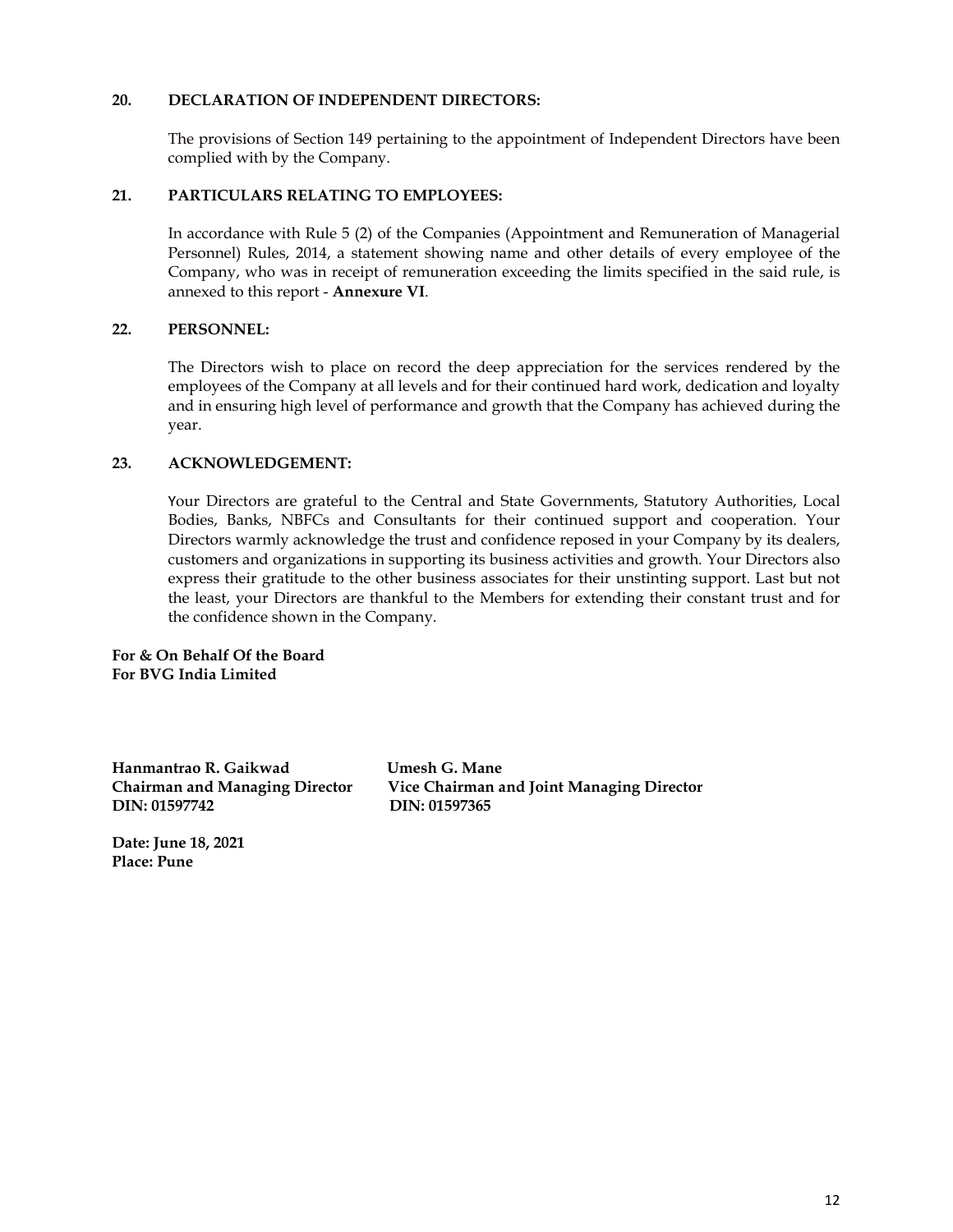## 20. DECLARATION OF INDEPENDENT DIRECTORS:

The provisions of Section 149 pertaining to the appointment of Independent Directors have been complied with by the Company.

## 21. PARTICULARS RELATING TO EMPLOYEES:

In accordance with Rule 5 (2) of the Companies (Appointment and Remuneration of Managerial Personnel) Rules, 2014, a statement showing name and other details of every employee of the Company, who was in receipt of remuneration exceeding the limits specified in the said rule, is annexed to this report - **Annexure VI**.

## 22. PERSONNEL:

The Directors wish to place on record the deep appreciation for the services rendered by the employees of the Company at all levels and for their continued hard work, dedication and loyalty and in ensuring high level of performance and growth that the Company has achieved during the year.

## 23. ACKNOWLEDGEMENT:

Your Directors are grateful to the Central and State Governments, Statutory Authorities, Local Bodies, Banks, NBFCs and Consultants for their continued support and cooperation. Your Directors warmly acknowledge the trust and confidence reposed in your Company by its dealers, customers and organizations in supporting its business activities and growth. Your Directors also express their gratitude to the other business associates for their unstinting support. Last but not the least, your Directors are thankful to the Members for extending their constant trust and for the confidence shown in the Company.

**For & On Behalf Of the Board**
**For BVG India Limited**

| | |
|---|---|
| **Hanmantrao R. Gaikwad** | **Umesh G. Mane** |
| **Chairman and Managing Director** | **Vice Chairman and Joint Managing Director** |
| **DIN: 01597742** | **DIN: 01597365** |

**Date: June 18, 2021**
**Place: Pune**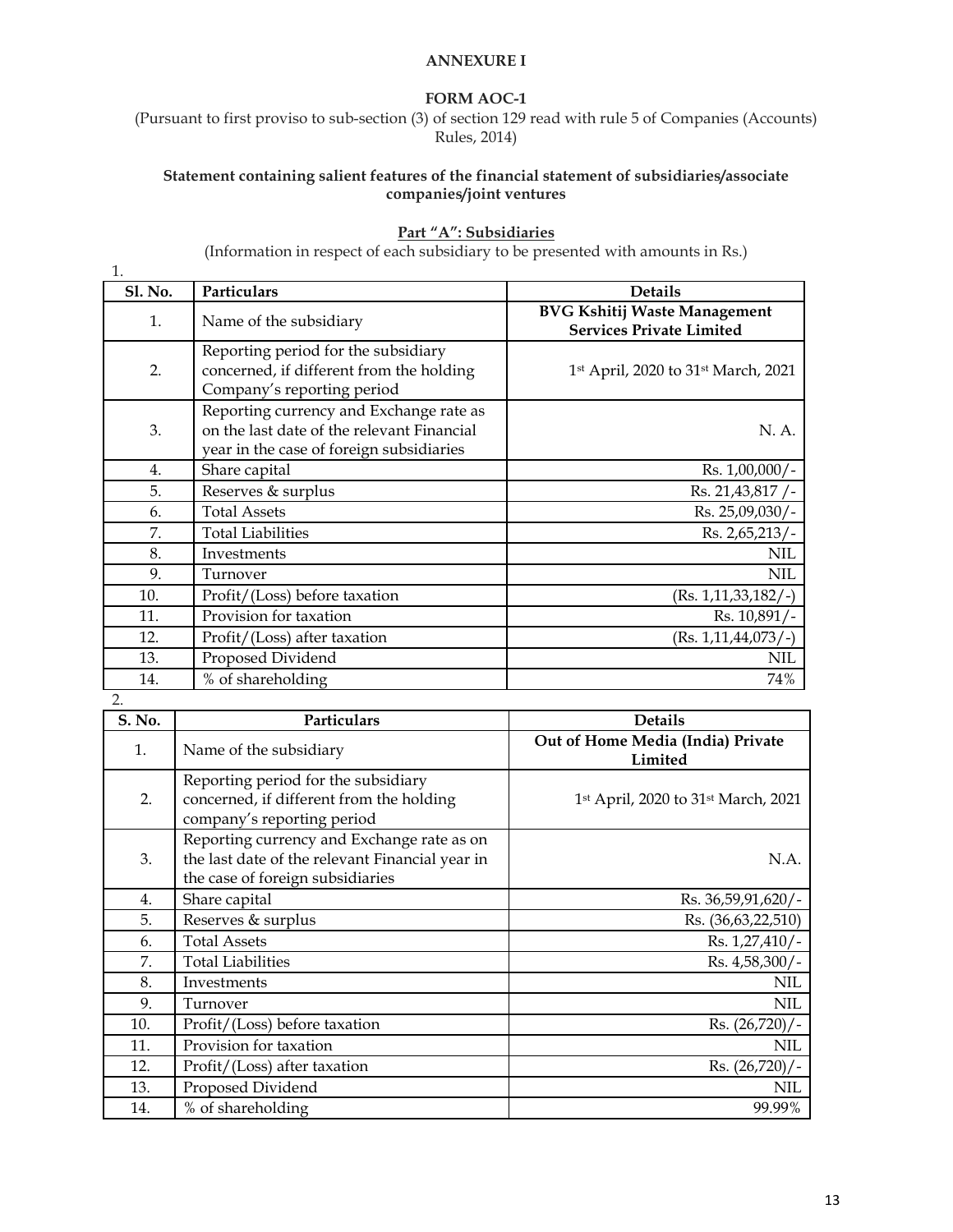# ANNEXURE I

## FORM AOC-1

(Pursuant to first proviso to sub-section (3) of section 129 read with rule 5 of Companies (Accounts) Rules, 2014)

**Statement containing salient features of the financial statement of subsidiaries/associate companies/joint ventures**

**Part "A": Subsidiaries**

(Information in respect of each subsidiary to be presented with amounts in Rs.)

1.

| Sl. No. | Particulars | Details |
|---|---|---|
| 1. | Name of the subsidiary | **BVG Kshitij Waste Management Services Private Limited** |
| 2. | Reporting period for the subsidiary concerned, if different from the holding Company's reporting period | 1st April, 2020 to 31st March, 2021 |
| 3. | Reporting currency and Exchange rate as on the last date of the relevant Financial year in the case of foreign subsidiaries | N. A. |
| 4. | Share capital | Rs. 1,00,000/- |
| 5. | Reserves & surplus | Rs. 21,43,817 /- |
| 6. | Total Assets | Rs. 25,09,030/- |
| 7. | Total Liabilities | Rs. 2,65,213/- |
| 8. | Investments | NIL |
| 9. | Turnover | NIL |
| 10. | Profit/(Loss) before taxation | (Rs. 1,11,33,182/-) |
| 11. | Provision for taxation | Rs. 10,891/- |
| 12. | Profit/(Loss) after taxation | (Rs. 1,11,44,073/-) |
| 13. | Proposed Dividend | NIL |
| 14. | % of shareholding | 74% |

2.

| S. No. | Particulars | Details |
|---|---|---|
| 1. | Name of the subsidiary | **Out of Home Media (India) Private Limited** |
| 2. | Reporting period for the subsidiary concerned, if different from the holding company's reporting period | 1st April, 2020 to 31st March, 2021 |
| 3. | Reporting currency and Exchange rate as on the last date of the relevant Financial year in the case of foreign subsidiaries | N.A. |
| 4. | Share capital | Rs. 36,59,91,620/- |
| 5. | Reserves & surplus | Rs. (36,63,22,510) |
| 6. | Total Assets | Rs. 1,27,410/- |
| 7. | Total Liabilities | Rs. 4,58,300/- |
| 8. | Investments | NIL |
| 9. | Turnover | NIL |
| 10. | Profit/(Loss) before taxation | Rs. (26,720)/- |
| 11. | Provision for taxation | NIL |
| 12. | Profit/(Loss) after taxation | Rs. (26,720)/- |
| 13. | Proposed Dividend | NIL |
| 14. | % of shareholding | 99.99% |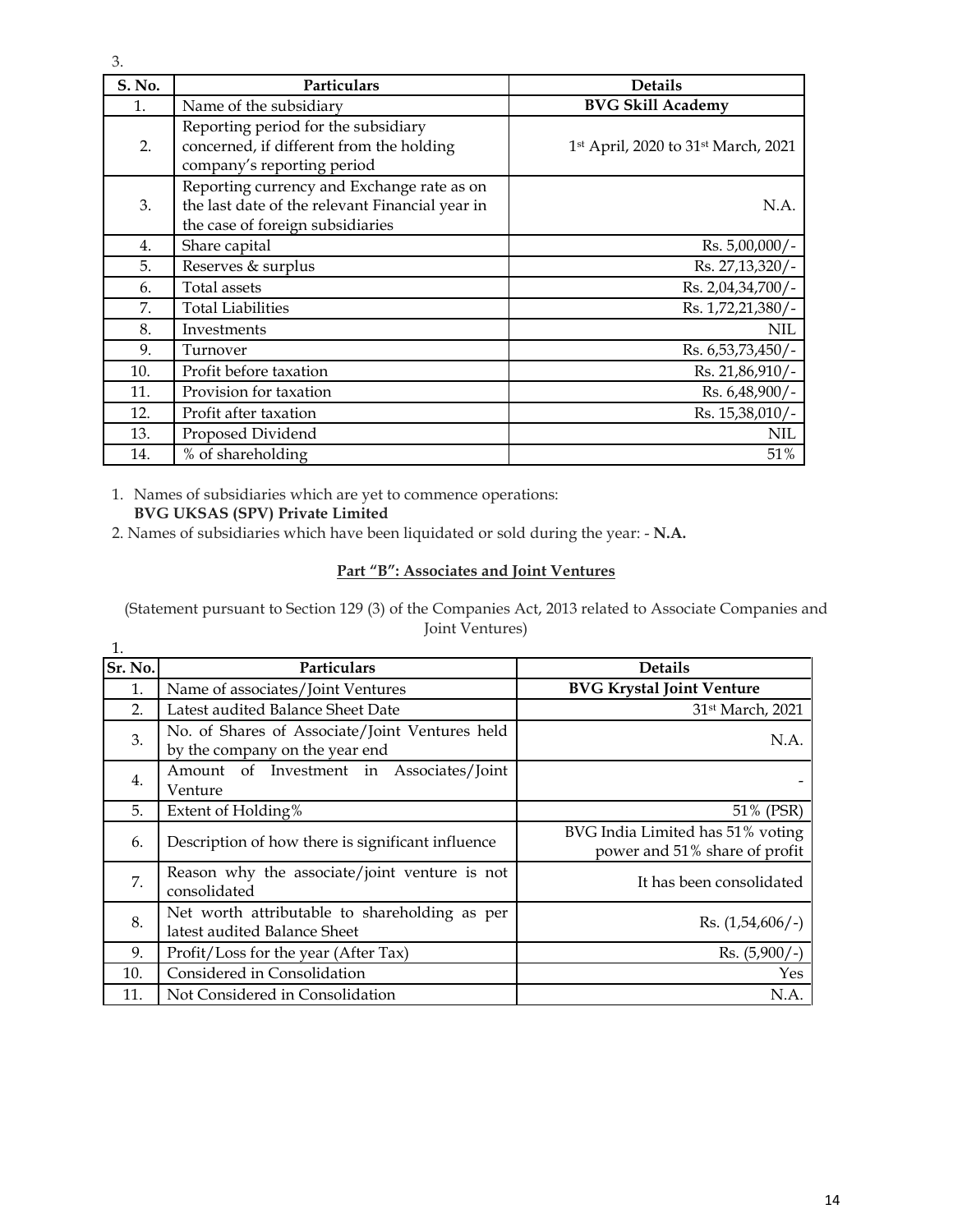3.

| S. No. | Particulars | Details |
|---|---|---|
| 1. | Name of the subsidiary | **BVG Skill Academy** |
| 2. | Reporting period for the subsidiary concerned, if different from the holding company's reporting period | 1st April, 2020 to 31st March, 2021 |
| 3. | Reporting currency and Exchange rate as on the last date of the relevant Financial year in the case of foreign subsidiaries | N.A. |
| 4. | Share capital | Rs. 5,00,000/- |
| 5. | Reserves & surplus | Rs. 27,13,320/- |
| 6. | Total assets | Rs. 2,04,34,700/- |
| 7. | Total Liabilities | Rs. 1,72,21,380/- |
| 8. | Investments | NIL |
| 9. | Turnover | Rs. 6,53,73,450/- |
| 10. | Profit before taxation | Rs. 21,86,910/- |
| 11. | Provision for taxation | Rs. 6,48,900/- |
| 12. | Profit after taxation | Rs. 15,38,010/- |
| 13. | Proposed Dividend | NIL |
| 14. | % of shareholding | 51% |

1. Names of subsidiaries which are yet to commence operations:
   **BVG UKSAS (SPV) Private Limited**
2. Names of subsidiaries which have been liquidated or sold during the year: - **N.A.**

## Part "B": Associates and Joint Ventures

(Statement pursuant to Section 129 (3) of the Companies Act, 2013 related to Associate Companies and Joint Ventures)

1.

| Sr. No. | Particulars | Details |
|---|---|---|
| 1. | Name of associates/Joint Ventures | **BVG Krystal Joint Venture** |
| 2. | Latest audited Balance Sheet Date | 31st March, 2021 |
| 3. | No. of Shares of Associate/Joint Ventures held by the company on the year end | N.A. |
| 4. | Amount of Investment in Associates/Joint Venture | - |
| 5. | Extent of Holding% | 51% (PSR) |
| 6. | Description of how there is significant influence | BVG India Limited has 51% voting power and 51% share of profit |
| 7. | Reason why the associate/joint venture is not consolidated | It has been consolidated |
| 8. | Net worth attributable to shareholding as per latest audited Balance Sheet | Rs. (1,54,606/-) |
| 9. | Profit/Loss for the year (After Tax) | Rs. (5,900/-) |
| 10. | Considered in Consolidation | Yes |
| 11. | Not Considered in Consolidation | N.A. |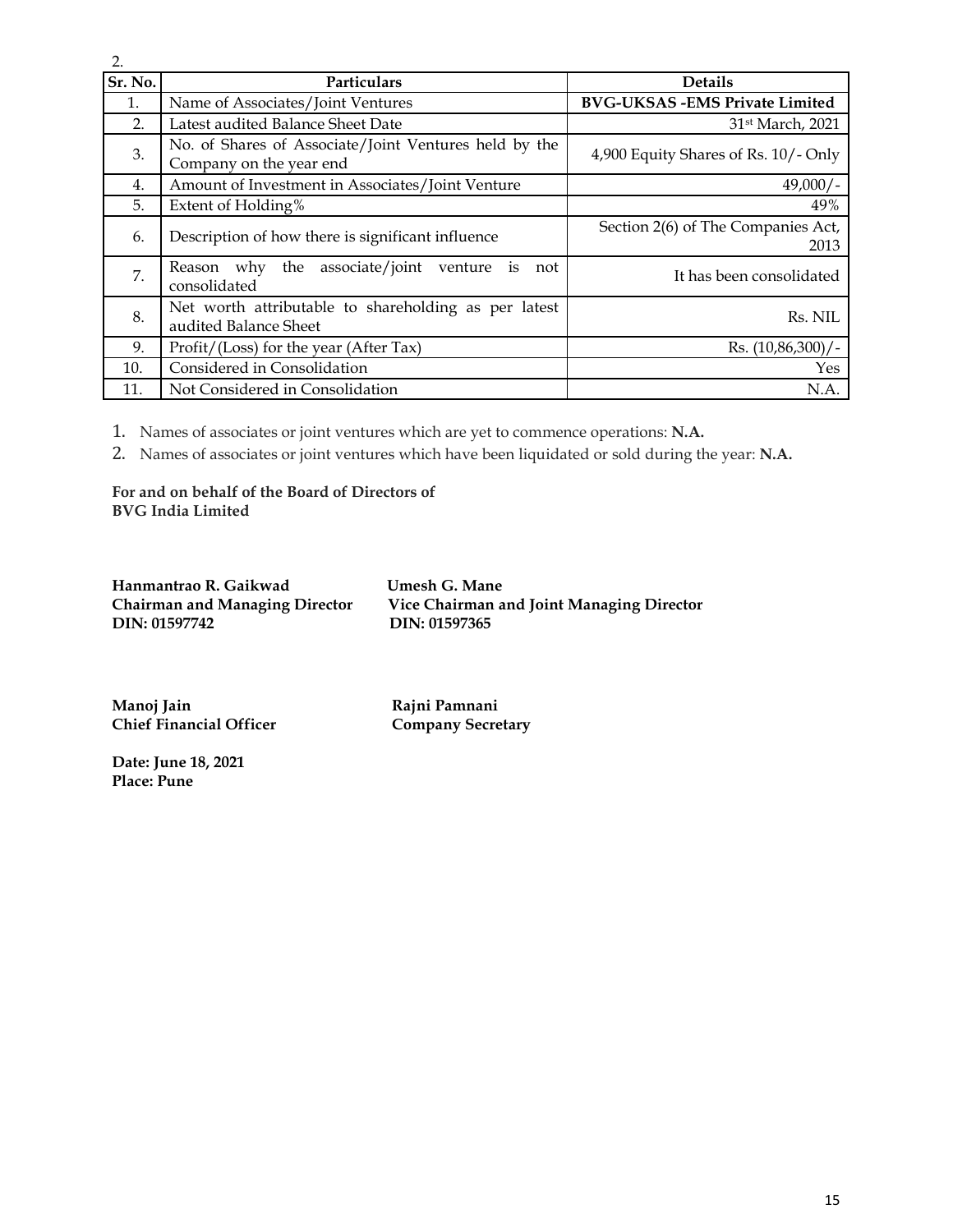2.

| Sr. No. | Particulars | Details |
|---|---|---|
| 1. | Name of Associates/Joint Ventures | **BVG-UKSAS -EMS Private Limited** |
| 2. | Latest audited Balance Sheet Date | 31st March, 2021 |
| 3. | No. of Shares of Associate/Joint Ventures held by the Company on the year end | 4,900 Equity Shares of Rs. 10/- Only |
| 4. | Amount of Investment in Associates/Joint Venture | 49,000/- |
| 5. | Extent of Holding% | 49% |
| 6. | Description of how there is significant influence | Section 2(6) of The Companies Act, 2013 |
| 7. | Reason why the associate/joint venture is not consolidated | It has been consolidated |
| 8. | Net worth attributable to shareholding as per latest audited Balance Sheet | Rs. NIL |
| 9. | Profit/(Loss) for the year (After Tax) | Rs. (10,86,300)/- |
| 10. | Considered in Consolidation | Yes |
| 11. | Not Considered in Consolidation | N.A. |

1. Names of associates or joint ventures which are yet to commence operations: **N.A.**
2. Names of associates or joint ventures which have been liquidated or sold during the year: **N.A.**

**For and on behalf of the Board of Directors of**
**BVG India Limited**

**Hanmantrao R. Gaikwad**
**Chairman and Managing Director**
**DIN: 01597742**

**Umesh G. Mane**
**Vice Chairman and Joint Managing Director**
**DIN: 01597365**

**Manoj Jain**
**Chief Financial Officer**

**Rajni Pamnani**
**Company Secretary**

**Date: June 18, 2021**
**Place: Pune**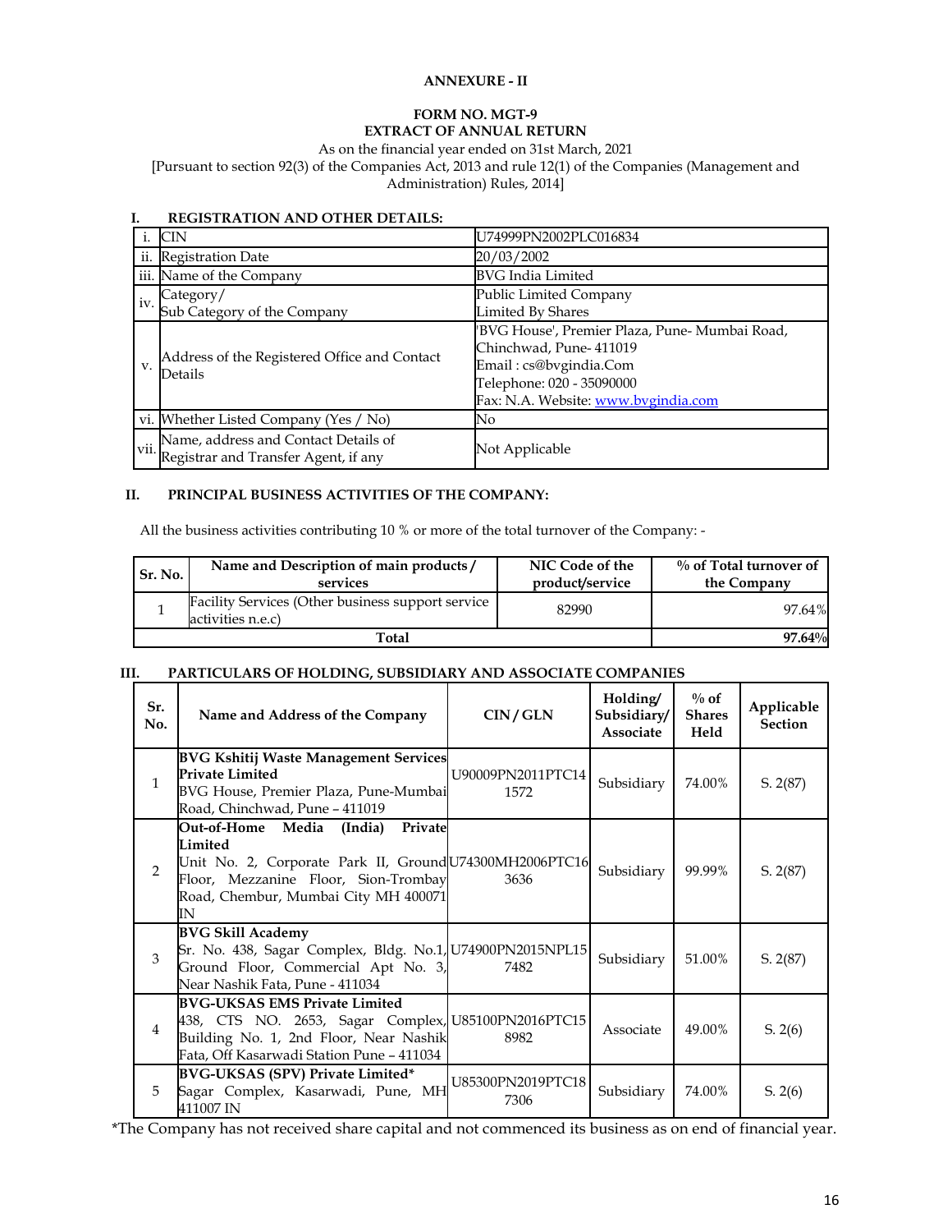**ANNEXURE - II**

**FORM NO. MGT-9**
**EXTRACT OF ANNUAL RETURN**

As on the financial year ended on 31st March, 2021
[Pursuant to section 92(3) of the Companies Act, 2013 and rule 12(1) of the Companies (Management and Administration) Rules, 2014]

## I. REGISTRATION AND OTHER DETAILS:

| | | |
|---|---|---|
| i. | CIN | U74999PN2002PLC016834 |
| ii. | Registration Date | 20/03/2002 |
| iii. | Name of the Company | BVG India Limited |
| iv. | Category/ Sub Category of the Company | Public Limited Company Limited By Shares |
| v. | Address of the Registered Office and Contact Details | 'BVG House', Premier Plaza, Pune- Mumbai Road, Chinchwad, Pune- 411019 Email : cs@bvgindia.Com Telephone: 020 - 35090000 Fax: N.A. Website: www.bvgindia.com |
| vi. | Whether Listed Company (Yes / No) | No |
| vii. | Name, address and Contact Details of Registrar and Transfer Agent, if any | Not Applicable |

## II. PRINCIPAL BUSINESS ACTIVITIES OF THE COMPANY:

All the business activities contributing 10 % or more of the total turnover of the Company: -

| Sr. No. | Name and Description of main products / services | NIC Code of the product/service | % of Total turnover of the Company |
|---|---|---|---|
| 1 | Facility Services (Other business support service activities n.e.c) | 82990 | 97.64% |
| **Total** | | | **97.64%** |

## III. PARTICULARS OF HOLDING, SUBSIDIARY AND ASSOCIATE COMPANIES

| Sr. No. | Name and Address of the Company | CIN / GLN | Holding/ Subsidiary/ Associate | % of Shares Held | Applicable Section |
|---|---|---|---|---|---|
| 1 | **BVG Kshitij Waste Management Services Private Limited** BVG House, Premier Plaza, Pune-Mumbai Road, Chinchwad, Pune – 411019 | U90009PN2011PTC141572 | Subsidiary | 74.00% | S. 2(87) |
| 2 | **Out-of-Home Media (India) Private Limited** Unit No. 2, Corporate Park II, Ground Floor, Mezzanine Floor, Sion-Trombay Road, Chembur, Mumbai City MH 400071 IN | U74300MH2006PTC163636 | Subsidiary | 99.99% | S. 2(87) |
| 3 | **BVG Skill Academy** Sr. No. 438, Sagar Complex, Bldg. No.1, Ground Floor, Commercial Apt No. 3, Near Nashik Fata, Pune - 411034 | U74900PN2015NPL157482 | Subsidiary | 51.00% | S. 2(87) |
| 4 | **BVG-UKSAS EMS Private Limited** 438, CTS NO. 2653, Sagar Complex, Building No. 1, 2nd Floor, Near Nashik Fata, Off Kasarwadi Station Pune – 411034 | U85100PN2016PTC158982 | Associate | 49.00% | S. 2(6) |
| 5 | **BVG-UKSAS (SPV) Private Limited*** Sagar Complex, Kasarwadi, Pune, MH 411007 IN | U85300PN2019PTC187306 | Subsidiary | 74.00% | S. 2(6) |

*The Company has not received share capital and not commenced its business as on end of financial year.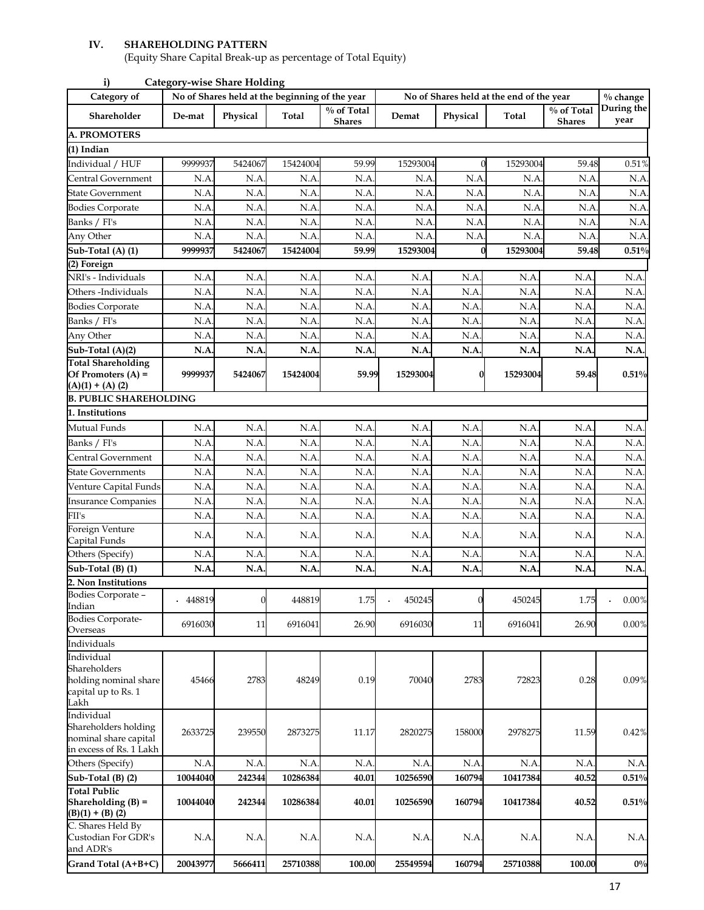## IV. SHAREHOLDING PATTERN

(Equity Share Capital Break-up as percentage of Total Equity)

### i) Category-wise Share Holding

| Category of | No of Shares held at the beginning of the year | | | | No of Shares held at the end of the year | | | | % change |
|---|---|---|---|---|---|---|---|---|---|
| Shareholder | De-mat | Physical | Total | % of Total Shares | Demat | Physical | Total | % of Total Shares | During the year |
| **A. PROMOTERS** | | | | | | | | | |
| **(1) Indian** | | | | | | | | | |
| Individual / HUF | 9999937 | 5424067 | 15424004 | 59.99 | 15293004 | 0 | 15293004 | 59.48 | 0.51% |
| Central Government | N.A. | N.A. | N.A. | N.A. | N.A. | N.A. | N.A. | N.A. | N.A. |
| State Government | N.A. | N.A. | N.A. | N.A. | N.A. | N.A. | N.A. | N.A. | N.A. |
| Bodies Corporate | N.A. | N.A. | N.A. | N.A. | N.A. | N.A. | N.A. | N.A. | N.A. |
| Banks / FI's | N.A. | N.A. | N.A. | N.A. | N.A. | N.A. | N.A. | N.A. | N.A. |
| Any Other | N.A. | N.A. | N.A. | N.A. | N.A. | N.A. | N.A. | N.A. | N.A. |
| **Sub-Total (A) (1)** | **9999937** | **5424067** | **15424004** | **59.99** | **15293004** | **0** | **15293004** | **59.48** | **0.51%** |
| **(2) Foreign** | | | | | | | | | |
| NRI's - Individuals | N.A. | N.A. | N.A. | N.A. | N.A. | N.A. | N.A. | N.A. | N.A. |
| Others -Individuals | N.A. | N.A. | N.A. | N.A. | N.A. | N.A. | N.A. | N.A. | N.A. |
| Bodies Corporate | N.A. | N.A. | N.A. | N.A. | N.A. | N.A. | N.A. | N.A. | N.A. |
| Banks / FI's | N.A. | N.A. | N.A. | N.A. | N.A. | N.A. | N.A. | N.A. | N.A. |
| Any Other | N.A. | N.A. | N.A. | N.A. | N.A. | N.A. | N.A. | N.A. | N.A. |
| **Sub-Total (A)(2)** | **N.A.** | **N.A.** | **N.A.** | **N.A.** | **N.A.** | **N.A.** | **N.A.** | **N.A.** | **N.A.** |
| **Total Shareholding Of Promoters (A) = (A)(1) + (A) (2)** | **9999937** | **5424067** | **15424004** | **59.99** | **15293004** | **0** | **15293004** | **59.48** | **0.51%** |
| **B. PUBLIC SHAREHOLDING** | | | | | | | | | |
| **1. Institutions** | | | | | | | | | |
| Mutual Funds | N.A. | N.A. | N.A. | N.A. | N.A. | N.A. | N.A. | N.A. | N.A. |
| Banks / FI's | N.A. | N.A. | N.A. | N.A. | N.A. | N.A. | N.A. | N.A. | N.A. |
| Central Government | N.A. | N.A. | N.A. | N.A. | N.A. | N.A. | N.A. | N.A. | N.A. |
| State Governments | N.A. | N.A. | N.A. | N.A. | N.A. | N.A. | N.A. | N.A. | N.A. |
| Venture Capital Funds | N.A. | N.A. | N.A. | N.A. | N.A. | N.A. | N.A. | N.A. | N.A. |
| Insurance Companies | N.A. | N.A. | N.A. | N.A. | N.A. | N.A. | N.A. | N.A. | N.A. |
| FII's | N.A. | N.A. | N.A. | N.A. | N.A. | N.A. | N.A. | N.A. | N.A. |
| Foreign Venture Capital Funds | N.A. | N.A. | N.A. | N.A. | N.A. | N.A. | N.A. | N.A. | N.A. |
| Others (Specify) | N.A. | N.A. | N.A. | N.A. | N.A. | N.A. | N.A. | N.A. | N.A. |
| **Sub-Total (B) (1)** | **N.A.** | **N.A.** | **N.A.** | **N.A.** | **N.A.** | **N.A.** | **N.A.** | **N.A.** | **N.A.** |
| **2. Non Institutions** | | | | | | | | | |
| Bodies Corporate – Indian | 448819 | 0 | 448819 | 1.75 | 450245 | 0 | 450245 | 1.75 | 0.00% |
| Bodies Corporate-Overseas | 6916030 | 11 | 6916041 | 26.90 | 6916030 | 11 | 6916041 | 26.90 | 0.00% |
| Individuals | | | | | | | | | |
| Individual Shareholders holding nominal share capital up to Rs. 1 Lakh | 45466 | 2783 | 48249 | 0.19 | 70040 | 2783 | 72823 | 0.28 | 0.09% |
| Individual Shareholders holding nominal share capital in excess of Rs. 1 Lakh | 2633725 | 239550 | 2873275 | 11.17 | 2820275 | 158000 | 2978275 | 11.59 | 0.42% |
| Others (Specify) | N.A. | N.A. | N.A. | N.A. | N.A. | N.A. | N.A. | N.A. | N.A. |
| **Sub-Total (B) (2)** | **10044040** | **242344** | **10286384** | **40.01** | **10256590** | **160794** | **10417384** | **40.52** | **0.51%** |
| **Total Public Shareholding (B) = (B)(1) + (B) (2)** | **10044040** | **242344** | **10286384** | **40.01** | **10256590** | **160794** | **10417384** | **40.52** | **0.51%** |
| C. Shares Held By Custodian For GDR's and ADR's | N.A. | N.A. | N.A. | N.A. | N.A. | N.A. | N.A. | N.A. | N.A. |
| **Grand Total (A+B+C)** | **20043977** | **5666411** | **25710388** | **100.00** | **25549594** | **160794** | **25710388** | **100.00** | **0%** |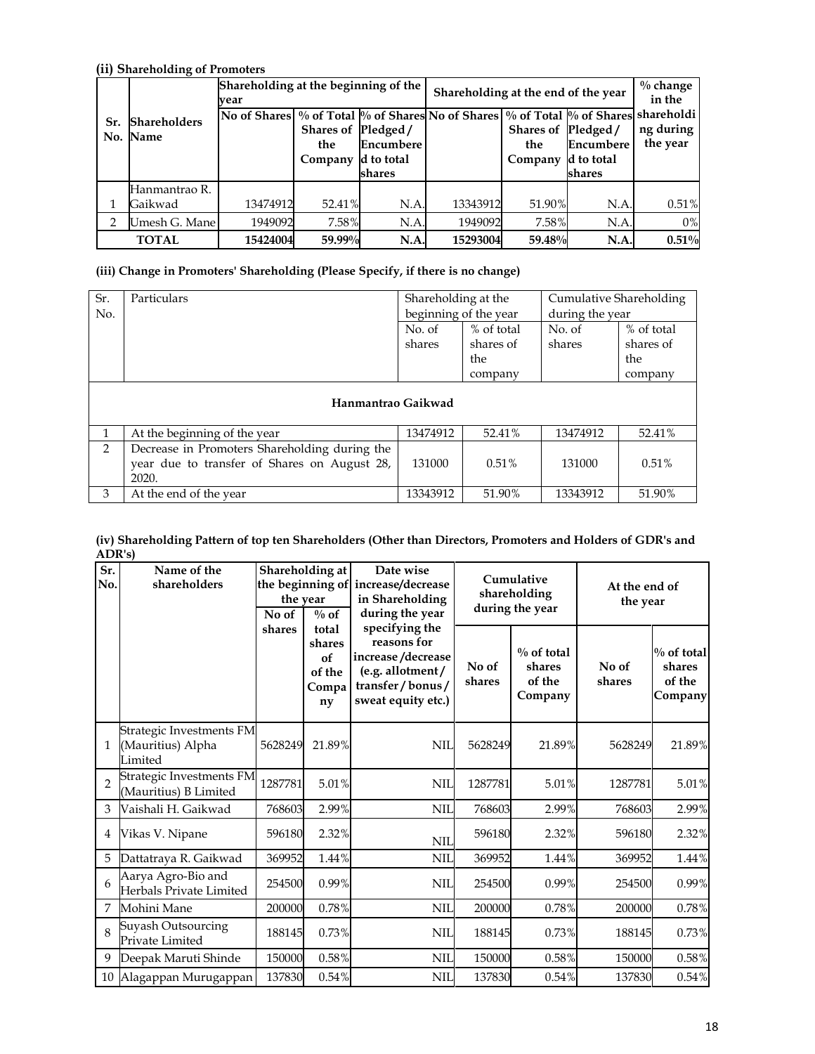**(ii) Shareholding of Promoters**

| Sr. No. | Shareholders Name | Shareholding at the beginning of the year | | | Shareholding at the end of the year | | | % change in the shareholding during the year |
|---|---|---|---|---|---|---|---|---|
| | | No of Shares | % of Total Shares of the Company | % of Shares Pledged / Encumbered to total shares | No of Shares | % of Total Shares of the Company | % of Shares Pledged / Encumbered to total shares | |
| 1 | Hanmantrao R. Gaikwad | 13474912 | 52.41% | N.A. | 13343912 | 51.90% | N.A. | 0.51% |
| 2 | Umesh G. Mane | 1949092 | 7.58% | N.A. | 1949092 | 7.58% | N.A. | 0% |
| | **TOTAL** | **15424004** | **59.99%** | **N.A.** | **15293004** | **59.48%** | **N.A.** | **0.51%** |

**(iii) Change in Promoters' Shareholding (Please Specify, if there is no change)**

| Sr. No. | Particulars | Shareholding at the beginning of the year | | Cumulative Shareholding during the year | |
|---|---|---|---|---|---|
| | | No. of shares | % of total shares of the company | No. of shares | % of total shares of the company |
| | **Hanmantrao Gaikwad** | | | | |
| 1 | At the beginning of the year | 13474912 | 52.41% | 13474912 | 52.41% |
| 2 | Decrease in Promoters Shareholding during the year due to transfer of Shares on August 28, 2020. | 131000 | 0.51% | 131000 | 0.51% |
| 3 | At the end of the year | 13343912 | 51.90% | 13343912 | 51.90% |

**(iv) Shareholding Pattern of top ten Shareholders (Other than Directors, Promoters and Holders of GDR's and ADR's)**

| Sr. No. | Name of the shareholders | Shareholding at the beginning of the year | | Date wise increase/decrease in Shareholding during the year specifying the reasons for increase /decrease (e.g. allotment / transfer / bonus / sweat equity etc.) | Cumulative shareholding during the year | | At the end of the year | |
|---|---|---|---|---|---|---|---|---|
| | | No of shares | % of total shares of of the Company | | No of shares | % of total shares of the Company | No of shares | % of total shares of the Company |
| 1 | Strategic Investments FM (Mauritius) Alpha Limited | 5628249 | 21.89% | NIL | 5628249 | 21.89% | 5628249 | 21.89% |
| 2 | Strategic Investments FM (Mauritius) B Limited | 1287781 | 5.01% | NIL | 1287781 | 5.01% | 1287781 | 5.01% |
| 3 | Vaishali H. Gaikwad | 768603 | 2.99% | NIL | 768603 | 2.99% | 768603 | 2.99% |
| 4 | Vikas V. Nipane | 596180 | 2.32% | NIL | 596180 | 2.32% | 596180 | 2.32% |
| 5 | Dattatraya R. Gaikwad | 369952 | 1.44% | NIL | 369952 | 1.44% | 369952 | 1.44% |
| 6 | Aarya Agro-Bio and Herbals Private Limited | 254500 | 0.99% | NIL | 254500 | 0.99% | 254500 | 0.99% |
| 7 | Mohini Mane | 200000 | 0.78% | NIL | 200000 | 0.78% | 200000 | 0.78% |
| 8 | Suyash Outsourcing Private Limited | 188145 | 0.73% | NIL | 188145 | 0.73% | 188145 | 0.73% |
| 9 | Deepak Maruti Shinde | 150000 | 0.58% | NIL | 150000 | 0.58% | 150000 | 0.58% |
| 10 | Alagappan Murugappan | 137830 | 0.54% | NIL | 137830 | 0.54% | 137830 | 0.54% |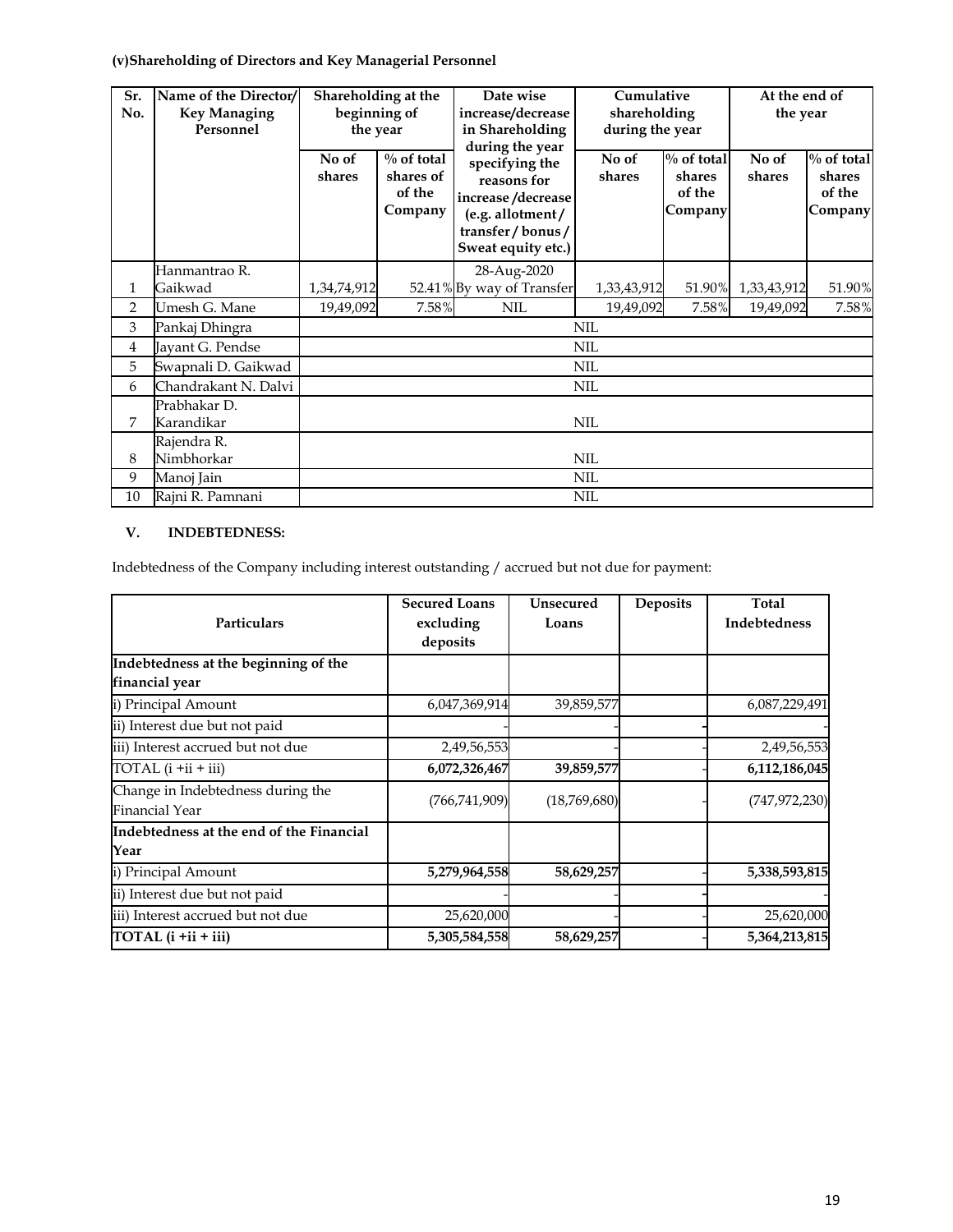**(v)Shareholding of Directors and Key Managerial Personnel**

| Sr. No. | Name of the Director/ Key Managing Personnel | Shareholding at the beginning of the year | | Date wise increase/decrease in Shareholding during the year specifying the reasons for increase /decrease (e.g. allotment / transfer / bonus / Sweat equity etc.) | Cumulative shareholding during the year | | At the end of the year | |
|---|---|---|---|---|---|---|---|---|
| | | No of shares | % of total shares of of the Company | | No of shares | % of total shares of the Company | No of shares | % of total shares of the Company |
| 1 | Hanmantrao R. Gaikwad | 1,34,74,912 | 52.41% | 28-Aug-2020 By way of Transfer | 1,33,43,912 | 51.90% | 1,33,43,912 | 51.90% |
| 2 | Umesh G. Mane | 19,49,092 | 7.58% | NIL | 19,49,092 | 7.58% | 19,49,092 | 7.58% |
| 3 | Pankaj Dhingra | NIL | | | | | | |
| 4 | Jayant G. Pendse | NIL | | | | | | |
| 5 | Swapnali D. Gaikwad | NIL | | | | | | |
| 6 | Chandrakant N. Dalvi | NIL | | | | | | |
| 7 | Prabhakar D. Karandikar | NIL | | | | | | |
| 8 | Rajendra R. Nimbhorkar | NIL | | | | | | |
| 9 | Manoj Jain | NIL | | | | | | |
| 10 | Rajni R. Pamnani | NIL | | | | | | |

**V. INDEBTEDNESS:**

Indebtedness of the Company including interest outstanding / accrued but not due for payment:

| Particulars | Secured Loans excluding deposits | Unsecured Loans | Deposits | Total Indebtedness |
|---|---|---|---|---|
| **Indebtedness at the beginning of the financial year** | | | | |
| i) Principal Amount | 6,047,369,914 | 39,859,577 | | 6,087,229,491 |
| ii) Interest due but not paid | - | - | - | - |
| iii) Interest accrued but not due | 2,49,56,553 | - | - | 2,49,56,553 |
| TOTAL (i +ii + iii) | **6,072,326,467** | **39,859,577** | - | **6,112,186,045** |
| Change in Indebtedness during the Financial Year | (766,741,909) | (18,769,680) | - | (747,972,230) |
| **Indebtedness at the end of the Financial Year** | | | | |
| i) Principal Amount | **5,279,964,558** | **58,629,257** | - | **5,338,593,815** |
| ii) Interest due but not paid | - | - | - | - |
| iii) Interest accrued but not due | 25,620,000 | - | - | 25,620,000 |
| **TOTAL (i +ii + iii)** | **5,305,584,558** | **58,629,257** | - | **5,364,213,815** |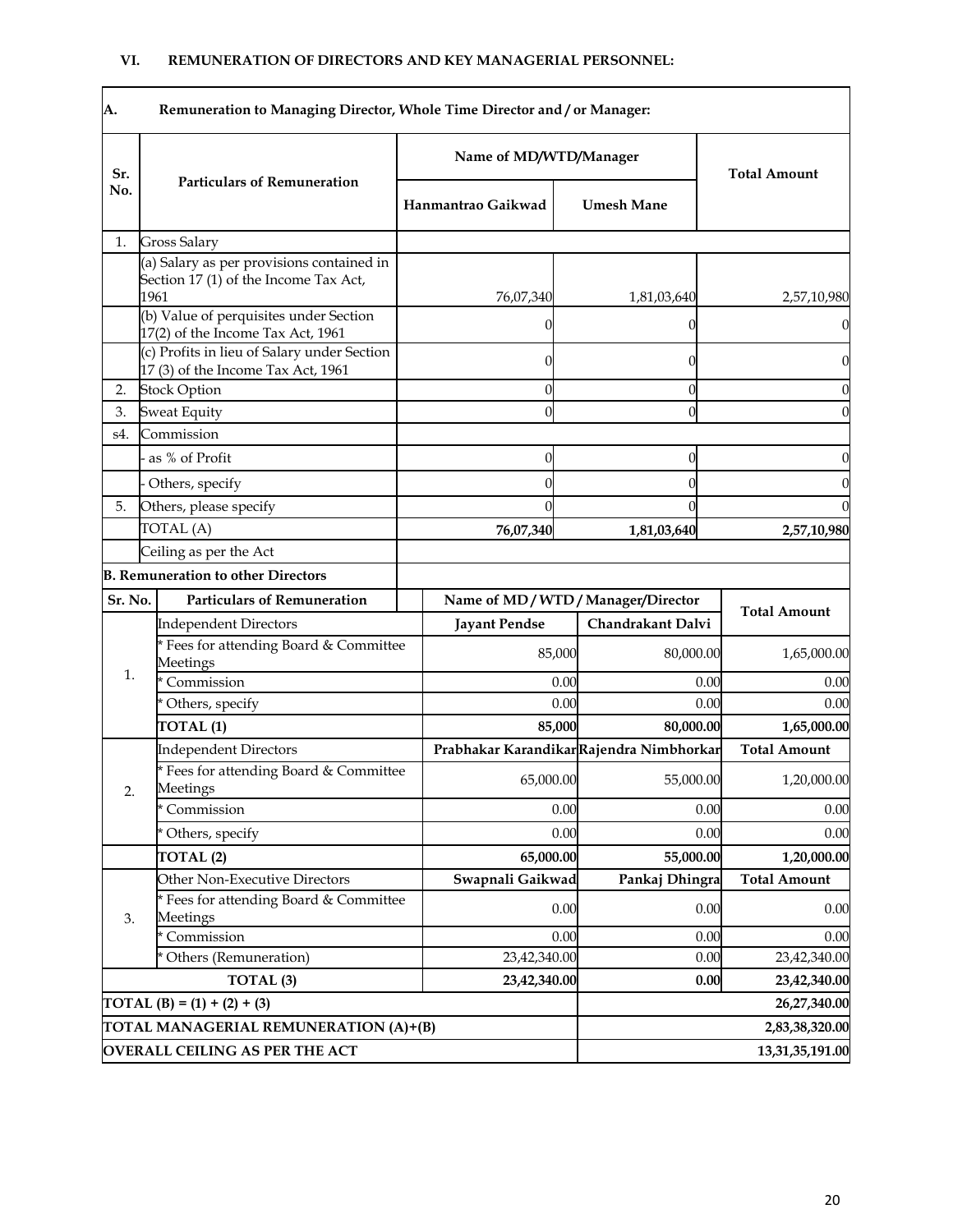### VI. REMUNERATION OF DIRECTORS AND KEY MANAGERIAL PERSONNEL:

**A. Remuneration to Managing Director, Whole Time Director and / or Manager:**

| Sr. No. | Particulars of Remuneration | Name of MD/WTD/Manager | | Total Amount |
|---|---|---|---|---|
| | | Hanmantrao Gaikwad | Umesh Mane | |
| 1. | Gross Salary | | | |
| | (a) Salary as per provisions contained in Section 17 (1) of the Income Tax Act, 1961 | 76,07,340 | 1,81,03,640 | 2,57,10,980 |
| | (b) Value of perquisites under Section 17(2) of the Income Tax Act, 1961 | 0 | 0 | 0 |
| | (c) Profits in lieu of Salary under Section 17 (3) of the Income Tax Act, 1961 | 0 | 0 | 0 |
| 2. | Stock Option | 0 | 0 | 0 |
| 3. | Sweat Equity | 0 | 0 | 0 |
| s4. | Commission | | | |
| | - as % of Profit | 0 | 0 | 0 |
| | - Others, specify | 0 | 0 | 0 |
| 5. | Others, please specify | 0 | 0 | 0 |
| | TOTAL (A) | **76,07,340** | **1,81,03,640** | **2,57,10,980** |
| | Ceiling as per the Act | | | |

**B. Remuneration to other Directors**

| Sr. No. | Particulars of Remuneration | Name of MD / WTD / Manager/Director | | Total Amount |
|---|---|---|---|---|
| 1. | Independent Directors | Jayant Pendse | Chandrakant Dalvi | |
| | * Fees for attending Board & Committee Meetings | 85,000 | 80,000.00 | 1,65,000.00 |
| | * Commission | 0.00 | 0.00 | 0.00 |
| | * Others, specify | 0.00 | 0.00 | 0.00 |
| | **TOTAL (1)** | **85,000** | **80,000.00** | **1,65,000.00** |
| 2. | Independent Directors | Prabhakar Karandikar | Rajendra Nimbhorkar | Total Amount |
| | * Fees for attending Board & Committee Meetings | 65,000.00 | 55,000.00 | 1,20,000.00 |
| | * Commission | 0.00 | 0.00 | 0.00 |
| | * Others, specify | 0.00 | 0.00 | 0.00 |
| | **TOTAL (2)** | **65,000.00** | **55,000.00** | **1,20,000.00** |
| 3. | Other Non-Executive Directors | Swapnali Gaikwad | Pankaj Dhingra | Total Amount |
| | * Fees for attending Board & Committee Meetings | 0.00 | 0.00 | 0.00 |
| | * Commission | 0.00 | 0.00 | 0.00 |
| | * Others (Remuneration) | 23,42,340.00 | 0.00 | 23,42,340.00 |
| | **TOTAL (3)** | **23,42,340.00** | **0.00** | **23,42,340.00** |
| **TOTAL (B) = (1) + (2) + (3)** | | | | **26,27,340.00** |
| **TOTAL MANAGERIAL REMUNERATION (A)+(B)** | | | | **2,83,38,320.00** |
| **OVERALL CEILING AS PER THE ACT** | | | | **13,31,35,191.00** |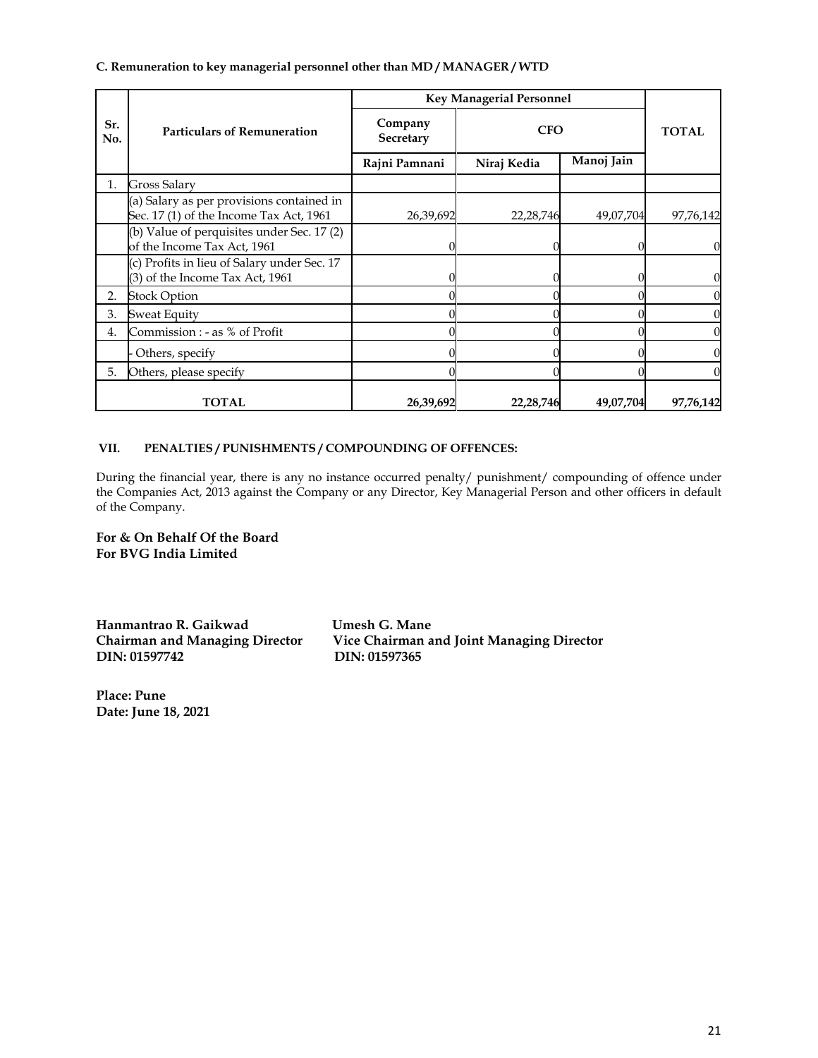**C. Remuneration to key managerial personnel other than MD / MANAGER / WTD**

| Sr. No. | Particulars of Remuneration | Key Managerial Personnel | | | TOTAL |
|---|---|---|---|---|---|
| | | Company Secretary | CFO | | |
| | | Rajni Pamnani | Niraj Kedia | Manoj Jain | |
| 1. | Gross Salary | | | | |
| | (a) Salary as per provisions contained in Sec. 17 (1) of the Income Tax Act, 1961 | 26,39,692 | 22,28,746 | 49,07,704 | 97,76,142 |
| | (b) Value of perquisites under Sec. 17 (2) of the Income Tax Act, 1961 | 0 | 0 | 0 | 0 |
| | (c) Profits in lieu of Salary under Sec. 17 (3) of the Income Tax Act, 1961 | 0 | 0 | 0 | 0 |
| 2. | Stock Option | 0 | 0 | 0 | 0 |
| 3. | Sweat Equity | 0 | 0 | 0 | 0 |
| 4. | Commission : - as % of Profit | 0 | 0 | 0 | 0 |
| | - Others, specify | 0 | 0 | 0 | 0 |
| 5. | Others, please specify | 0 | 0 | 0 | 0 |
| | **TOTAL** | **26,39,692** | **22,28,746** | **49,07,704** | **97,76,142** |

**VII. PENALTIES / PUNISHMENTS / COMPOUNDING OF OFFENCES:**

During the financial year, there is any no instance occurred penalty/ punishment/ compounding of offence under the Companies Act, 2013 against the Company or any Director, Key Managerial Person and other officers in default of the Company.

**For & On Behalf Of the Board**
**For BVG India Limited**

**Hanmantrao R. Gaikwad**
**Chairman and Managing Director**
**DIN: 01597742**

**Umesh G. Mane**
**Vice Chairman and Joint Managing Director**
**DIN: 01597365**

**Place: Pune**
**Date: June 18, 2021**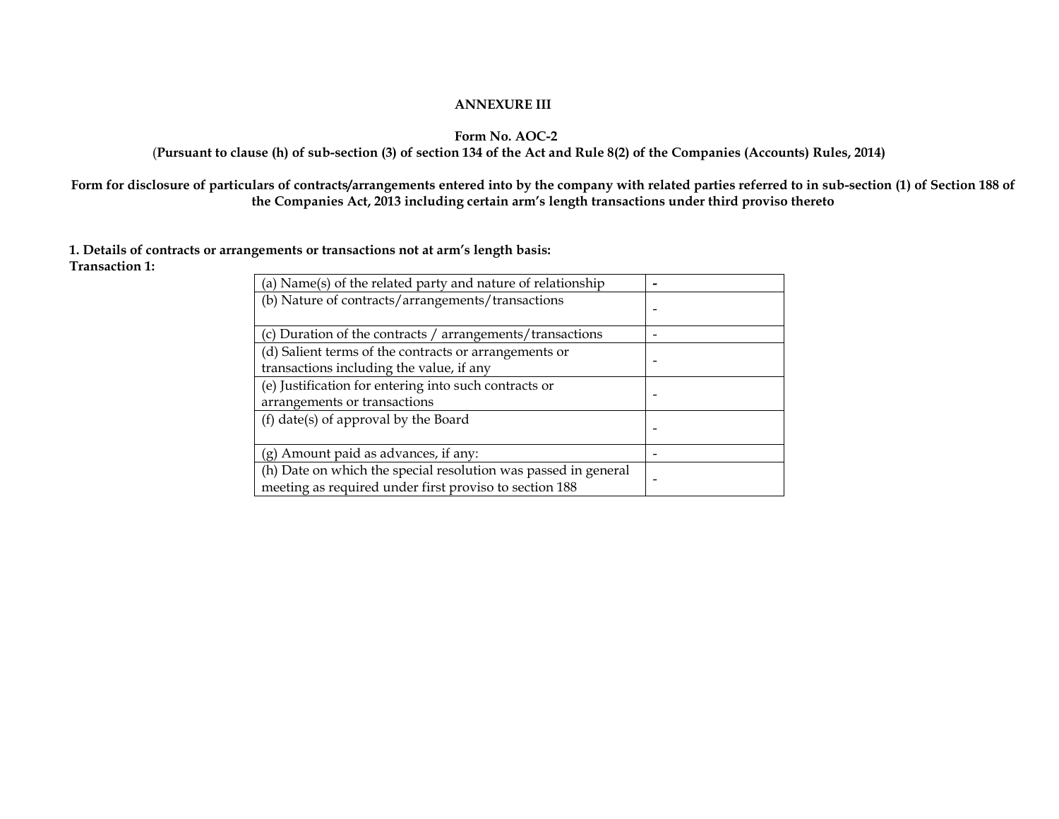**ANNEXURE III**

**Form No. AOC-2**

(**Pursuant to clause (h) of sub-section (3) of section 134 of the Act and Rule 8(2) of the Companies (Accounts) Rules, 2014)**

**Form for disclosure of particulars of contracts/arrangements entered into by the company with related parties referred to in sub-section (1) of Section 188 of the Companies Act, 2013 including certain arm's length transactions under third proviso thereto**

**1. Details of contracts or arrangements or transactions not at arm's length basis:**

**Transaction 1:**

| | |
|---|---|
| (a) Name(s) of the related party and nature of relationship | **-** |
| (b) Nature of contracts/arrangements/transactions | - |
| (c) Duration of the contracts / arrangements/transactions | - |
| (d) Salient terms of the contracts or arrangements or transactions including the value, if any | - |
| (e) Justification for entering into such contracts or arrangements or transactions | - |
| (f) date(s) of approval by the Board | - |
| (g) Amount paid as advances, if any: | - |
| (h) Date on which the special resolution was passed in general meeting as required under first proviso to section 188 | - |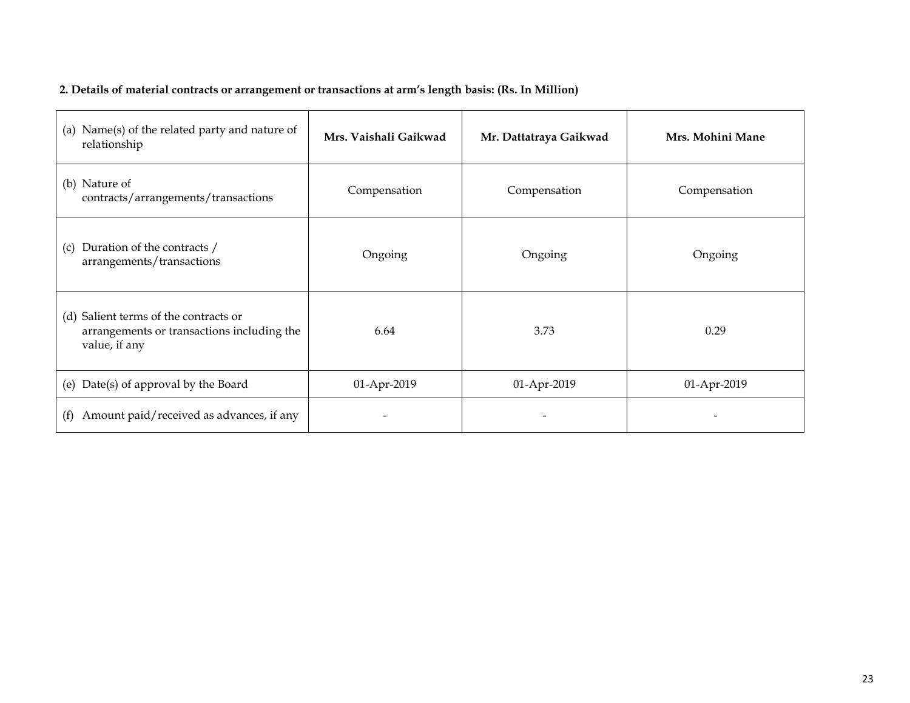**2. Details of material contracts or arrangement or transactions at arm's length basis: (Rs. In Million)**

| (a) Name(s) of the related party and nature of relationship | **Mrs. Vaishali Gaikwad** | **Mr. Dattatraya Gaikwad** | **Mrs. Mohini Mane** |
|---|---|---|---|
| (b) Nature of contracts/arrangements/transactions | Compensation | Compensation | Compensation |
| (c) Duration of the contracts / arrangements/transactions | Ongoing | Ongoing | Ongoing |
| (d) Salient terms of the contracts or arrangements or transactions including the value, if any | 6.64 | 3.73 | 0.29 |
| (e) Date(s) of approval by the Board | 01-Apr-2019 | 01-Apr-2019 | 01-Apr-2019 |
| (f) Amount paid/received as advances, if any | - | - | - |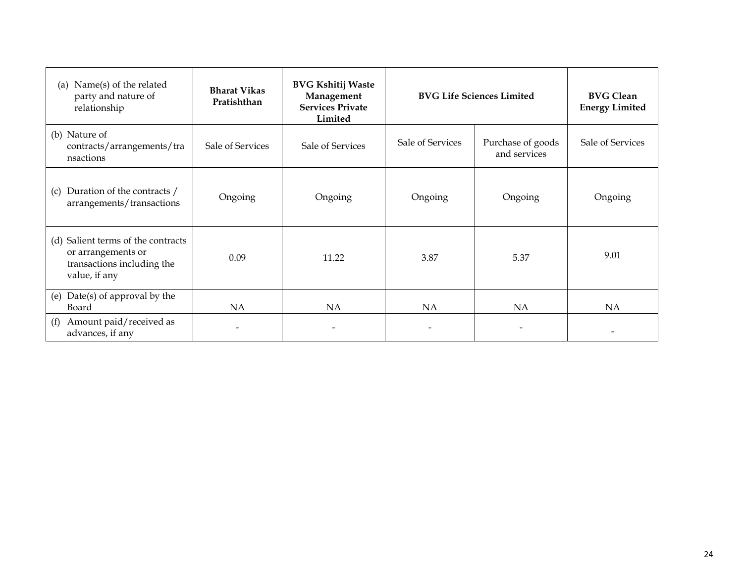| (a) Name(s) of the related party and nature of relationship | **Bharat Vikas Pratishthan** | **BVG Kshitij Waste Management Services Private Limited** | **BVG Life Sciences Limited** | | **BVG Clean Energy Limited** |
|---|---|---|---|---|---|
| (b) Nature of contracts/arrangements/transactions | Sale of Services | Sale of Services | Sale of Services | Purchase of goods and services | Sale of Services |
| (c) Duration of the contracts / arrangements/transactions | Ongoing | Ongoing | Ongoing | Ongoing | Ongoing |
| (d) Salient terms of the contracts or arrangements or transactions including the value, if any | 0.09 | 11.22 | 3.87 | 5.37 | 9.01 |
| (e) Date(s) of approval by the Board | NA | NA | NA | NA | NA |
| (f) Amount paid/received as advances, if any | - | - | - | - | - |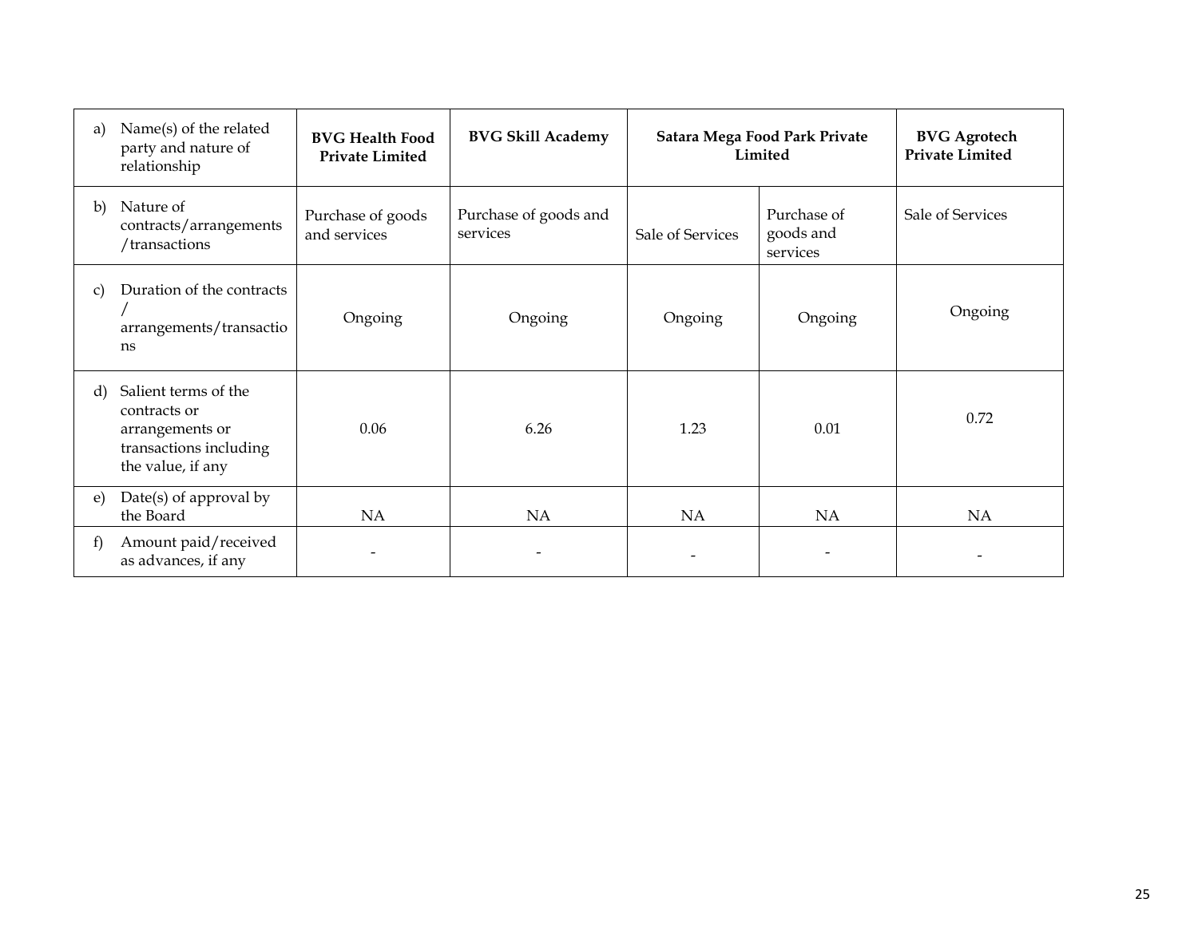| a) Name(s) of the related party and nature of relationship | **BVG Health Food Private Limited** | **BVG Skill Academy** | **Satara Mega Food Park Private Limited** | | **BVG Agrotech Private Limited** |
|---|---|---|---|---|---|
| b) Nature of contracts/arrangements /transactions | Purchase of goods and services | Purchase of goods and services | Sale of Services | Purchase of goods and services | Sale of Services |
| c) Duration of the contracts / arrangements/transactions | Ongoing | Ongoing | Ongoing | Ongoing | Ongoing |
| d) Salient terms of the contracts or arrangements or transactions including the value, if any | 0.06 | 6.26 | 1.23 | 0.01 | 0.72 |
| e) Date(s) of approval by the Board | NA | NA | NA | NA | NA |
| f) Amount paid/received as advances, if any | - | - | - | - | - |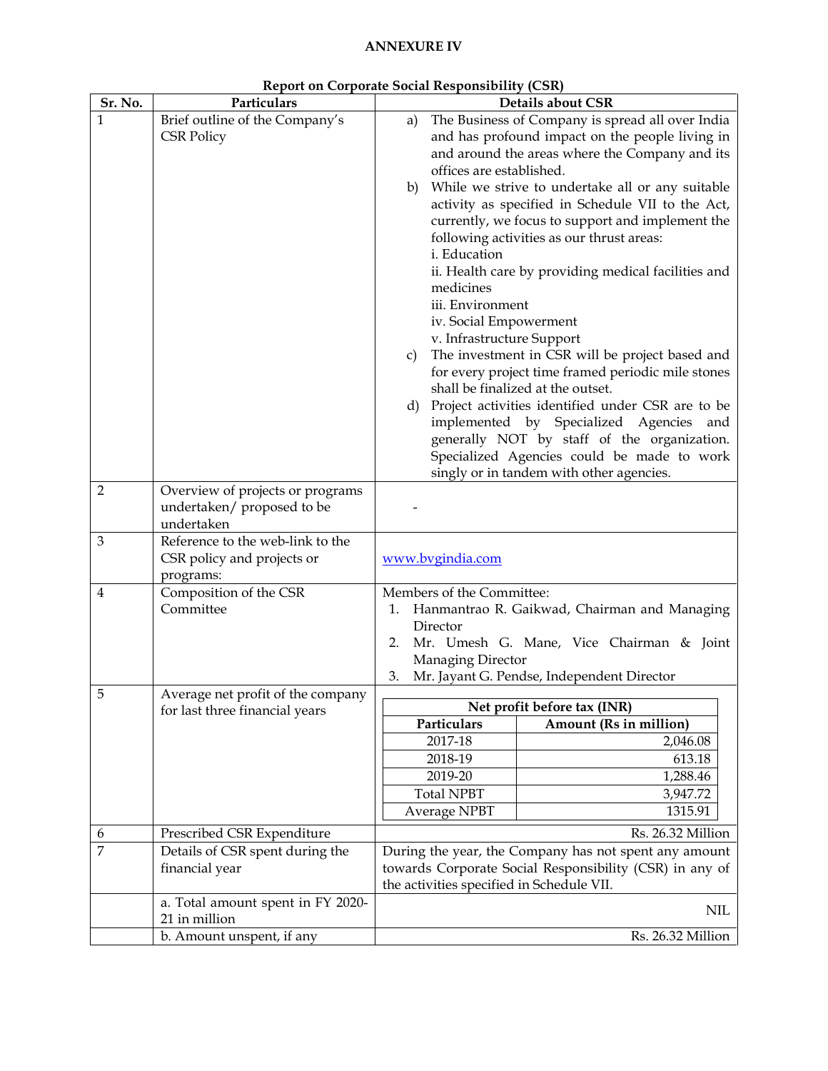# ANNEXURE IV

**Report on Corporate Social Responsibility (CSR)**

| Sr. No. | Particulars | Details about CSR |
|---|---|---|
| 1 | Brief outline of the Company's CSR Policy | a) The Business of Company is spread all over India and has profound impact on the people living in and around the areas where the Company and its offices are established.<br>b) While we strive to undertake all or any suitable activity as specified in Schedule VII to the Act, currently, we focus to support and implement the following activities as our thrust areas:<br>i. Education<br>ii. Health care by providing medical facilities and medicines<br>iii. Environment<br>iv. Social Empowerment<br>v. Infrastructure Support<br>c) The investment in CSR will be project based and for every project time framed periodic mile stones shall be finalized at the outset.<br>d) Project activities identified under CSR are to be implemented by Specialized Agencies and generally NOT by staff of the organization. Specialized Agencies could be made to work singly or in tandem with other agencies. |
| 2 | Overview of projects or programs undertaken/ proposed to be undertaken | - |
| 3 | Reference to the web-link to the CSR policy and projects or programs: | www.bvgindia.com |
| 4 | Composition of the CSR Committee | Members of the Committee:<br>1. Hanmantrao R. Gaikwad, Chairman and Managing Director<br>2. Mr. Umesh G. Mane, Vice Chairman & Joint Managing Director<br>3. Mr. Jayant G. Pendse, Independent Director |
| 5 | Average net profit of the company for last three financial years | **Net profit before tax (INR)**<br>**Particulars** — **Amount (Rs in million)**<br>2017-18 — 2,046.08<br>2018-19 — 613.18<br>2019-20 — 1,288.46<br>Total NPBT — 3,947.72<br>Average NPBT — 1315.91 |
| 6 | Prescribed CSR Expenditure | Rs. 26.32 Million |
| 7 | Details of CSR spent during the financial year | During the year, the Company has not spent any amount towards Corporate Social Responsibility (CSR) in any of the activities specified in Schedule VII. |
| | a. Total amount spent in FY 2020-21 in million | NIL |
| | b. Amount unspent, if any | Rs. 26.32 Million |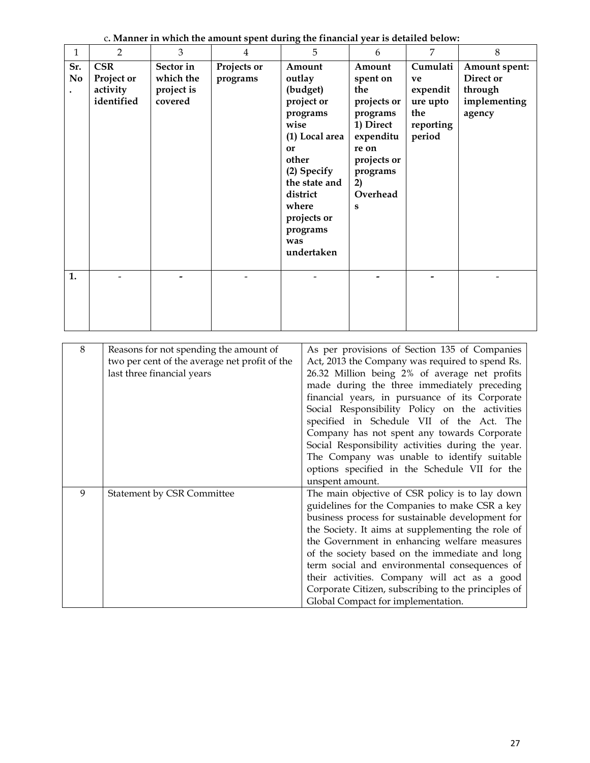c. **Manner in which the amount spent during the financial year is detailed below:**

| 1 | 2 | 3 | 4 | 5 | 6 | 7 | 8 |
|---|---|---|---|---|---|---|---|
| **Sr. No.** | **CSR Project or activity identified** | **Sector in which the project is covered** | **Projects or programs** | **Amount outlay (budget) project or programs wise (1) Local area or other (2) Specify the state and district where projects or programs was undertaken** | **Amount spent on the projects or programs 1) Direct expenditure on projects or programs 2) Overheads** | **Cumulative expenditure upto the reporting period** | **Amount spent: Direct or through implementing agency** |
| **1.** | - | - | - | - | - | - | - |

| | | |
|---|---|---|
| 8 | Reasons for not spending the amount of two per cent of the average net profit of the last three financial years | As per provisions of Section 135 of Companies Act, 2013 the Company was required to spend Rs. 26.32 Million being 2% of average net profits made during the three immediately preceding financial years, in pursuance of its Corporate Social Responsibility Policy on the activities specified in Schedule VII of the Act. The Company has not spent any towards Corporate Social Responsibility activities during the year. The Company was unable to identify suitable options specified in the Schedule VII for the unspent amount. |
| 9 | Statement by CSR Committee | The main objective of CSR policy is to lay down guidelines for the Companies to make CSR a key business process for sustainable development for the Society. It aims at supplementing the role of the Government in enhancing welfare measures of the society based on the immediate and long term social and environmental consequences of their activities. Company will act as a good Corporate Citizen, subscribing to the principles of Global Compact for implementation. |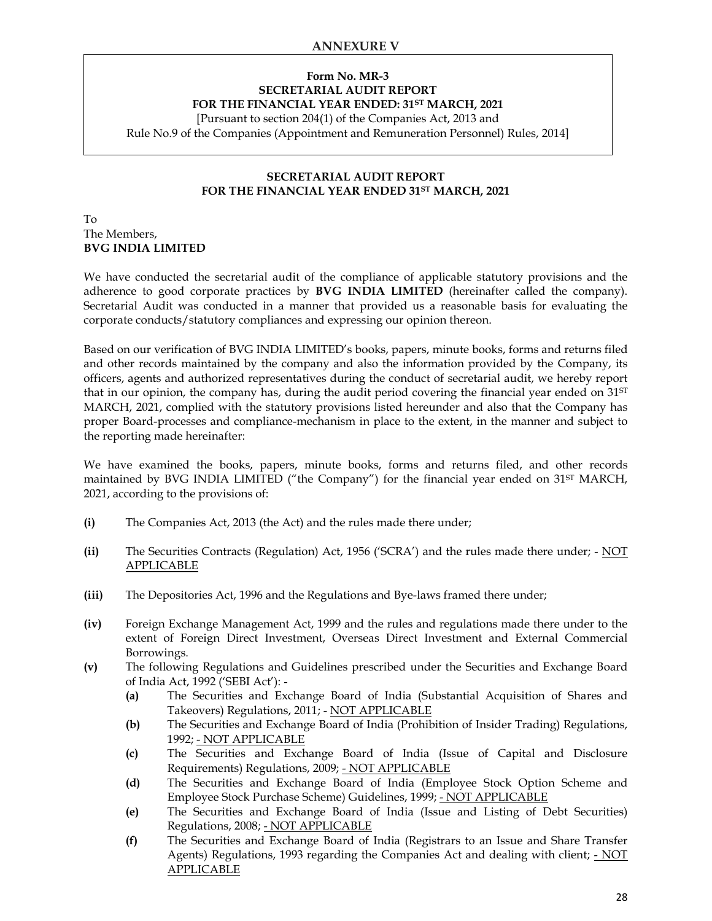## ANNEXURE V

**Form No. MR-3**
**SECRETARIAL AUDIT REPORT**
**FOR THE FINANCIAL YEAR ENDED: 31ST MARCH, 2021**
[Pursuant to section 204(1) of the Companies Act, 2013 and
Rule No.9 of the Companies (Appointment and Remuneration Personnel) Rules, 2014]

**SECRETARIAL AUDIT REPORT**
**FOR THE FINANCIAL YEAR ENDED 31ST MARCH, 2021**

To
The Members,
**BVG INDIA LIMITED**

We have conducted the secretarial audit of the compliance of applicable statutory provisions and the adherence to good corporate practices by **BVG INDIA LIMITED** (hereinafter called the company). Secretarial Audit was conducted in a manner that provided us a reasonable basis for evaluating the corporate conducts/statutory compliances and expressing our opinion thereon.

Based on our verification of BVG INDIA LIMITED's books, papers, minute books, forms and returns filed and other records maintained by the company and also the information provided by the Company, its officers, agents and authorized representatives during the conduct of secretarial audit, we hereby report that in our opinion, the company has, during the audit period covering the financial year ended on 31ST MARCH, 2021, complied with the statutory provisions listed hereunder and also that the Company has proper Board-processes and compliance-mechanism in place to the extent, in the manner and subject to the reporting made hereinafter:

We have examined the books, papers, minute books, forms and returns filed, and other records maintained by BVG INDIA LIMITED ("the Company") for the financial year ended on 31ST MARCH, 2021, according to the provisions of:

- **(i)** The Companies Act, 2013 (the Act) and the rules made there under;
- **(ii)** The Securities Contracts (Regulation) Act, 1956 ('SCRA') and the rules made there under; - NOT APPLICABLE
- **(iii)** The Depositories Act, 1996 and the Regulations and Bye-laws framed there under;
- **(iv)** Foreign Exchange Management Act, 1999 and the rules and regulations made there under to the extent of Foreign Direct Investment, Overseas Direct Investment and External Commercial Borrowings.
- **(v)** The following Regulations and Guidelines prescribed under the Securities and Exchange Board of India Act, 1992 ('SEBI Act'): -
  - **(a)** The Securities and Exchange Board of India (Substantial Acquisition of Shares and Takeovers) Regulations, 2011; - NOT APPLICABLE
  - **(b)** The Securities and Exchange Board of India (Prohibition of Insider Trading) Regulations, 1992; - NOT APPLICABLE
  - **(c)** The Securities and Exchange Board of India (Issue of Capital and Disclosure Requirements) Regulations, 2009; - NOT APPLICABLE
  - **(d)** The Securities and Exchange Board of India (Employee Stock Option Scheme and Employee Stock Purchase Scheme) Guidelines, 1999; - NOT APPLICABLE
  - **(e)** The Securities and Exchange Board of India (Issue and Listing of Debt Securities) Regulations, 2008; - NOT APPLICABLE
  - **(f)** The Securities and Exchange Board of India (Registrars to an Issue and Share Transfer Agents) Regulations, 1993 regarding the Companies Act and dealing with client; - NOT APPLICABLE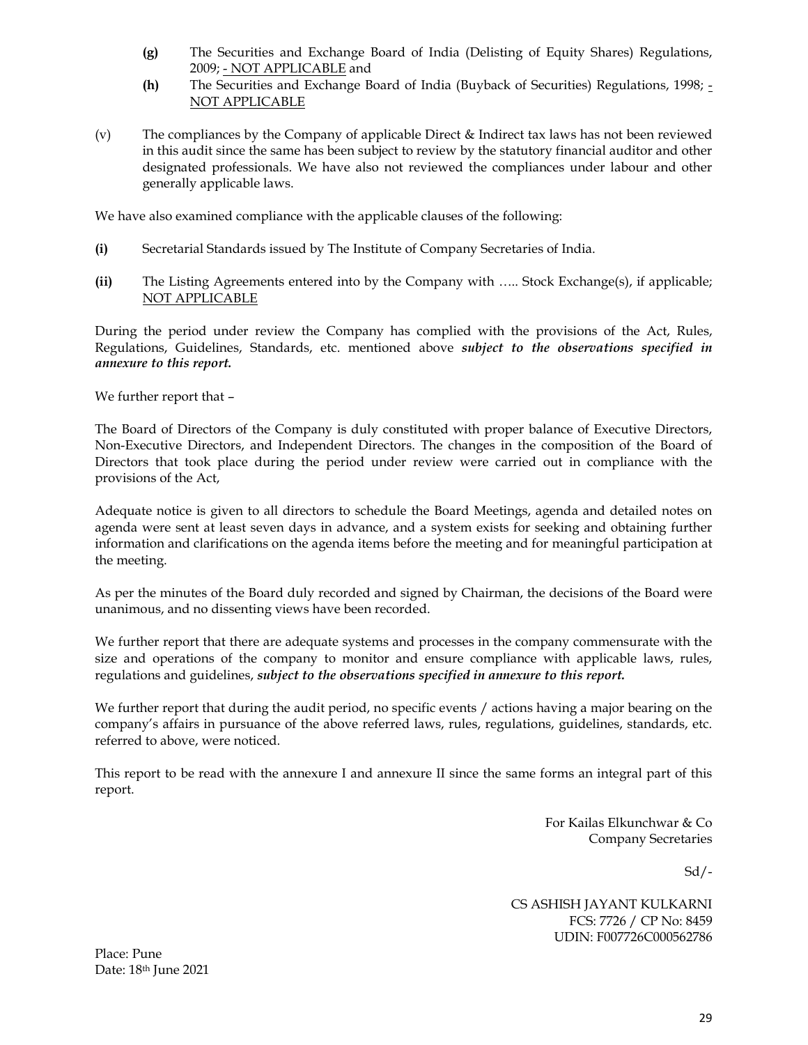**(g)** The Securities and Exchange Board of India (Delisting of Equity Shares) Regulations, 2009; - NOT APPLICABLE and

**(h)** The Securities and Exchange Board of India (Buyback of Securities) Regulations, 1998; - NOT APPLICABLE

(v) The compliances by the Company of applicable Direct & Indirect tax laws has not been reviewed in this audit since the same has been subject to review by the statutory financial auditor and other designated professionals. We have also not reviewed the compliances under labour and other generally applicable laws.

We have also examined compliance with the applicable clauses of the following:

**(i)** Secretarial Standards issued by The Institute of Company Secretaries of India.

**(ii)** The Listing Agreements entered into by the Company with ….. Stock Exchange(s), if applicable; NOT APPLICABLE

During the period under review the Company has complied with the provisions of the Act, Rules, Regulations, Guidelines, Standards, etc. mentioned above ***subject to the observations specified in annexure to this report.***

We further report that –

The Board of Directors of the Company is duly constituted with proper balance of Executive Directors, Non-Executive Directors, and Independent Directors. The changes in the composition of the Board of Directors that took place during the period under review were carried out in compliance with the provisions of the Act,

Adequate notice is given to all directors to schedule the Board Meetings, agenda and detailed notes on agenda were sent at least seven days in advance, and a system exists for seeking and obtaining further information and clarifications on the agenda items before the meeting and for meaningful participation at the meeting.

As per the minutes of the Board duly recorded and signed by Chairman, the decisions of the Board were unanimous, and no dissenting views have been recorded.

We further report that there are adequate systems and processes in the company commensurate with the size and operations of the company to monitor and ensure compliance with applicable laws, rules, regulations and guidelines, ***subject to the observations specified in annexure to this report.***

We further report that during the audit period, no specific events / actions having a major bearing on the company's affairs in pursuance of the above referred laws, rules, regulations, guidelines, standards, etc. referred to above, were noticed.

This report to be read with the annexure I and annexure II since the same forms an integral part of this report.

For Kailas Elkunchwar & Co
Company Secretaries

Sd/-

CS ASHISH JAYANT KULKARNI
FCS: 7726 / CP No: 8459
UDIN: F007726C000562786

Place: Pune
Date: 18th June 2021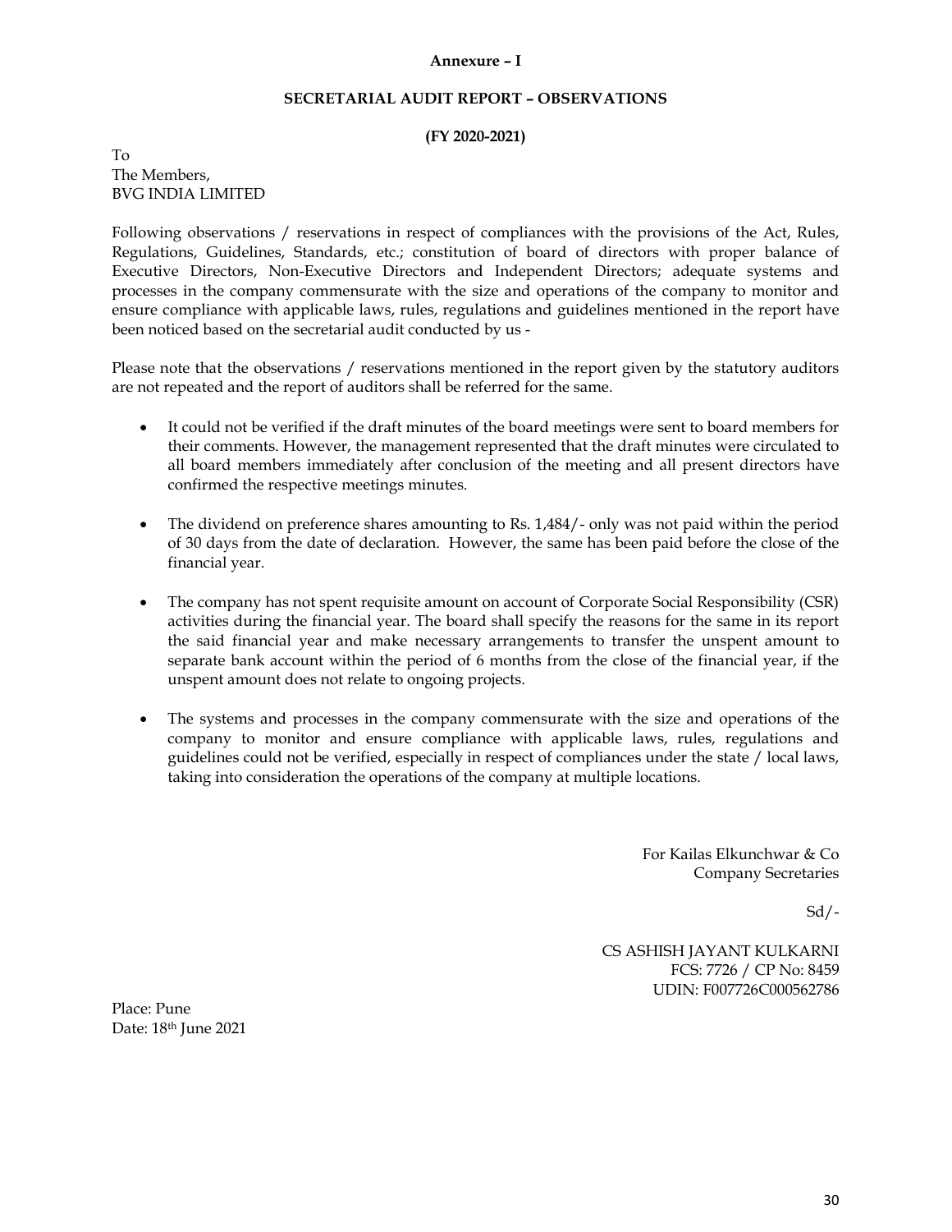**Annexure – I**

**SECRETARIAL AUDIT REPORT – OBSERVATIONS**

**(FY 2020-2021)**

To
The Members,
BVG INDIA LIMITED

Following observations / reservations in respect of compliances with the provisions of the Act, Rules, Regulations, Guidelines, Standards, etc.; constitution of board of directors with proper balance of Executive Directors, Non-Executive Directors and Independent Directors; adequate systems and processes in the company commensurate with the size and operations of the company to monitor and ensure compliance with applicable laws, rules, regulations and guidelines mentioned in the report have been noticed based on the secretarial audit conducted by us -

Please note that the observations / reservations mentioned in the report given by the statutory auditors are not repeated and the report of auditors shall be referred for the same.

- It could not be verified if the draft minutes of the board meetings were sent to board members for their comments. However, the management represented that the draft minutes were circulated to all board members immediately after conclusion of the meeting and all present directors have confirmed the respective meetings minutes.

- The dividend on preference shares amounting to Rs. 1,484/- only was not paid within the period of 30 days from the date of declaration. However, the same has been paid before the close of the financial year.

- The company has not spent requisite amount on account of Corporate Social Responsibility (CSR) activities during the financial year. The board shall specify the reasons for the same in its report the said financial year and make necessary arrangements to transfer the unspent amount to separate bank account within the period of 6 months from the close of the financial year, if the unspent amount does not relate to ongoing projects.

- The systems and processes in the company commensurate with the size and operations of the company to monitor and ensure compliance with applicable laws, rules, regulations and guidelines could not be verified, especially in respect of compliances under the state / local laws, taking into consideration the operations of the company at multiple locations.

For Kailas Elkunchwar & Co
Company Secretaries

Sd/-

CS ASHISH JAYANT KULKARNI
FCS: 7726 / CP No: 8459
UDIN: F007726C000562786

Place: Pune
Date: 18th June 2021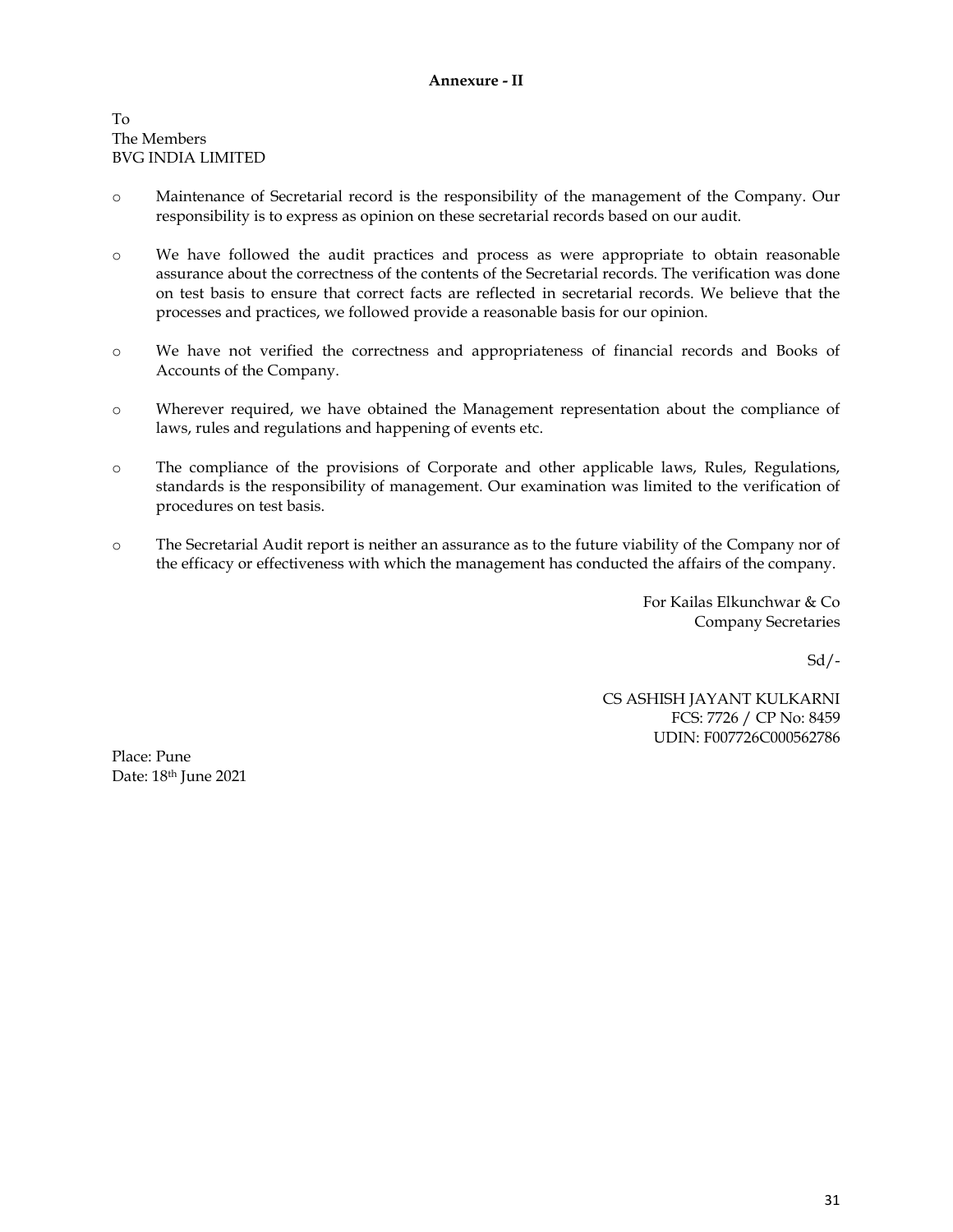**Annexure - II**

To
The Members
BVG INDIA LIMITED

- Maintenance of Secretarial record is the responsibility of the management of the Company. Our responsibility is to express as opinion on these secretarial records based on our audit.

- We have followed the audit practices and process as were appropriate to obtain reasonable assurance about the correctness of the contents of the Secretarial records. The verification was done on test basis to ensure that correct facts are reflected in secretarial records. We believe that the processes and practices, we followed provide a reasonable basis for our opinion.

- We have not verified the correctness and appropriateness of financial records and Books of Accounts of the Company.

- Wherever required, we have obtained the Management representation about the compliance of laws, rules and regulations and happening of events etc.

- The compliance of the provisions of Corporate and other applicable laws, Rules, Regulations, standards is the responsibility of management. Our examination was limited to the verification of procedures on test basis.

- The Secretarial Audit report is neither an assurance as to the future viability of the Company nor of the efficacy or effectiveness with which the management has conducted the affairs of the company.

For Kailas Elkunchwar & Co
Company Secretaries

Sd/-

CS ASHISH JAYANT KULKARNI
FCS: 7726 / CP No: 8459
UDIN: F007726C000562786

Place: Pune
Date: 18th June 2021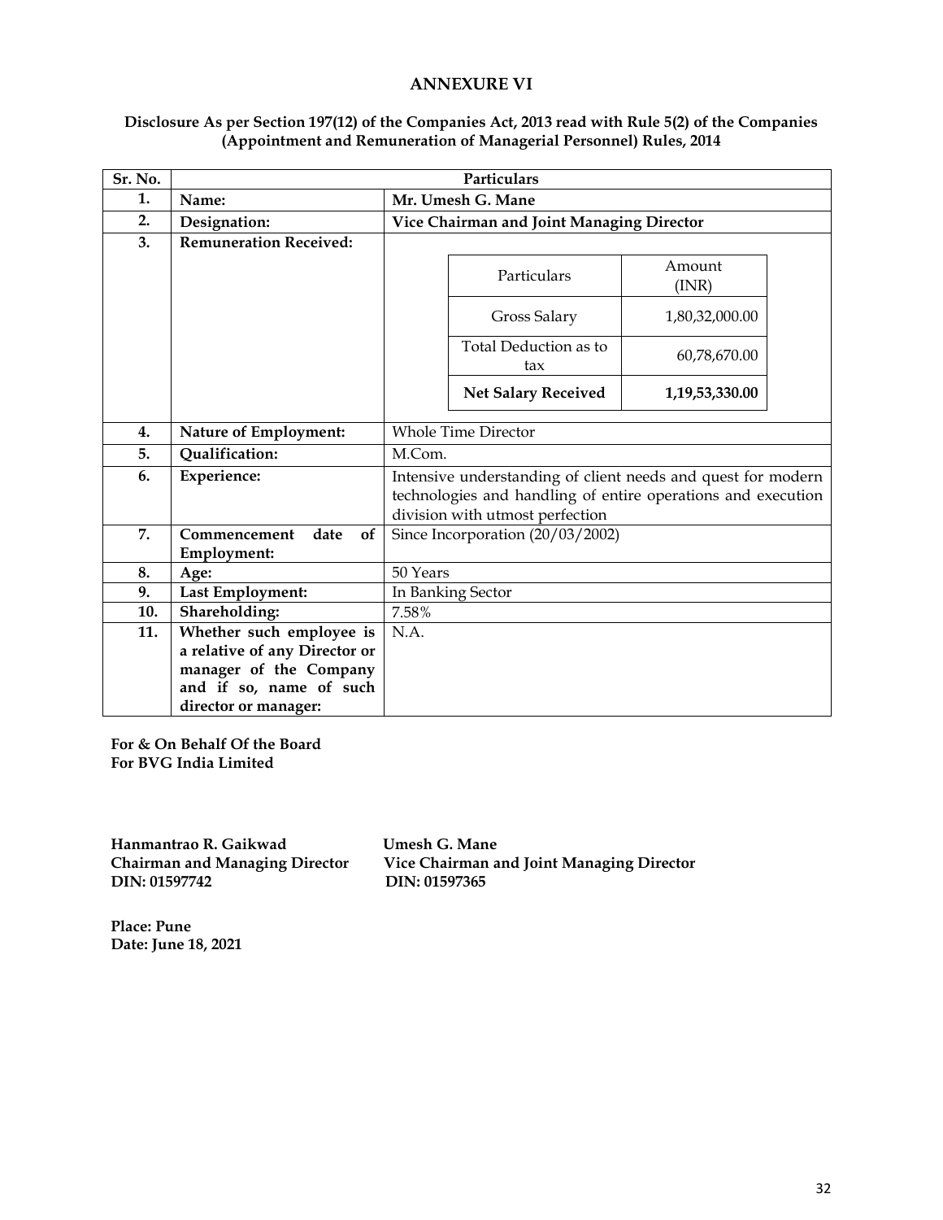## ANNEXURE VI

**Disclosure As per Section 197(12) of the Companies Act, 2013 read with Rule 5(2) of the Companies (Appointment and Remuneration of Managerial Personnel) Rules, 2014**

| Sr. No. | Particulars | |
|---|---|---|
| **1.** | **Name:** | **Mr. Umesh G. Mane** |
| **2.** | **Designation:** | **Vice Chairman and Joint Managing Director** |
| **3.** | **Remuneration Received:** | Particulars: Amount (INR)<br>Gross Salary: 1,80,32,000.00<br>Total Deduction as to tax: 60,78,670.00<br>**Net Salary Received: 1,19,53,330.00** |
| **4.** | **Nature of Employment:** | Whole Time Director |
| **5.** | **Qualification:** | M.Com. |
| **6.** | **Experience:** | Intensive understanding of client needs and quest for modern technologies and handling of entire operations and execution division with utmost perfection |
| **7.** | **Commencement date of Employment:** | Since Incorporation (20/03/2002) |
| **8.** | **Age:** | 50 Years |
| **9.** | **Last Employment:** | In Banking Sector |
| **10.** | **Shareholding:** | 7.58% |
| **11.** | **Whether such employee is a relative of any Director or manager of the Company and if so, name of such director or manager:** | N.A. |

**For & On Behalf Of the Board**
**For BVG India Limited**

**Hanmantrao R. Gaikwad**
**Chairman and Managing Director**
**DIN: 01597742**

**Umesh G. Mane**
**Vice Chairman and Joint Managing Director**
**DIN: 01597365**

**Place: Pune**
**Date: June 18, 2021**